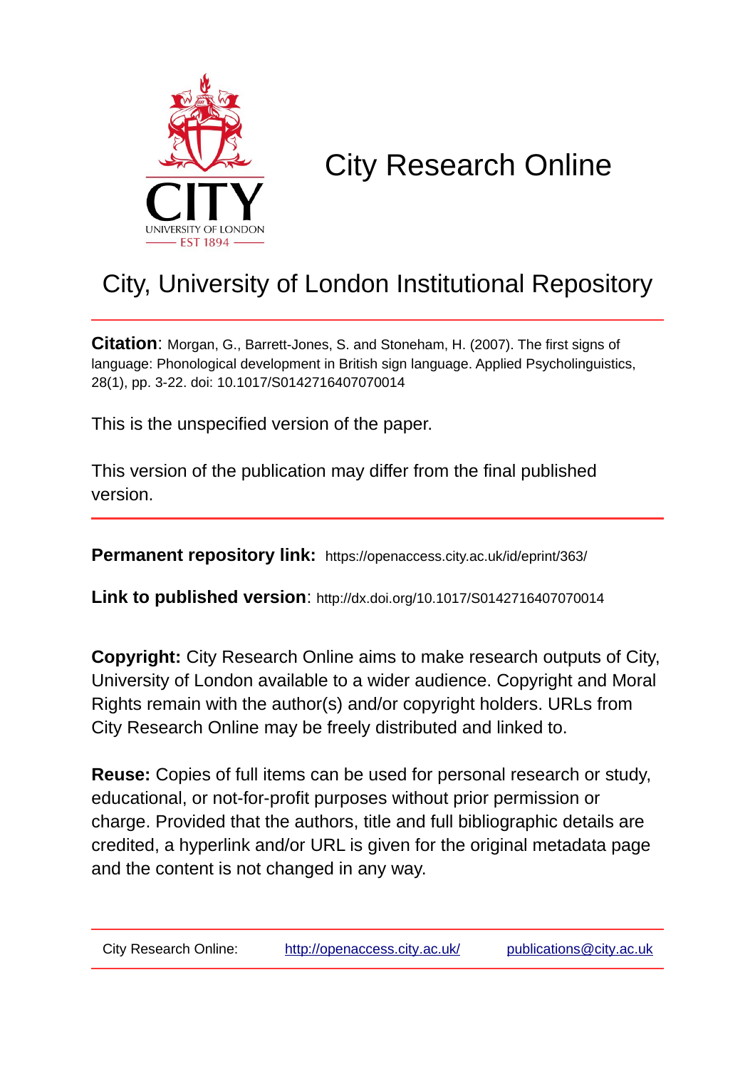# City Research Online

## City, University of London Institutional Repository

**Citation**: Morgan, G., Barrett-Jones, S. and Stoneham, H. (2007). The first signs of language: Phonological development in British sign language. Applied Psycholinguistics, 28(1), pp. 3-22. doi: 10.1017/S0142716407070014

This is the unspecified version of the paper.

This version of the publication may differ from the final published version.

**Permanent repository link:** https://openaccess.city.ac.uk/id/eprint/363/

**Link to published version**: http://dx.doi.org/10.1017/S0142716407070014

**Copyright:** City Research Online aims to make research outputs of City, University of London available to a wider audience. Copyright and Moral Rights remain with the author(s) and/or copyright holders. URLs from City Research Online may be freely distributed and linked to.

**Reuse:** Copies of full items can be used for personal research or study, educational, or not-for-profit purposes without prior permission or charge. Provided that the authors, title and full bibliographic details are credited, a hyperlink and/or URL is given for the original metadata page and the content is not changed in any way.

City Research Online: http://openaccess.city.ac.uk/ publications@city.ac.uk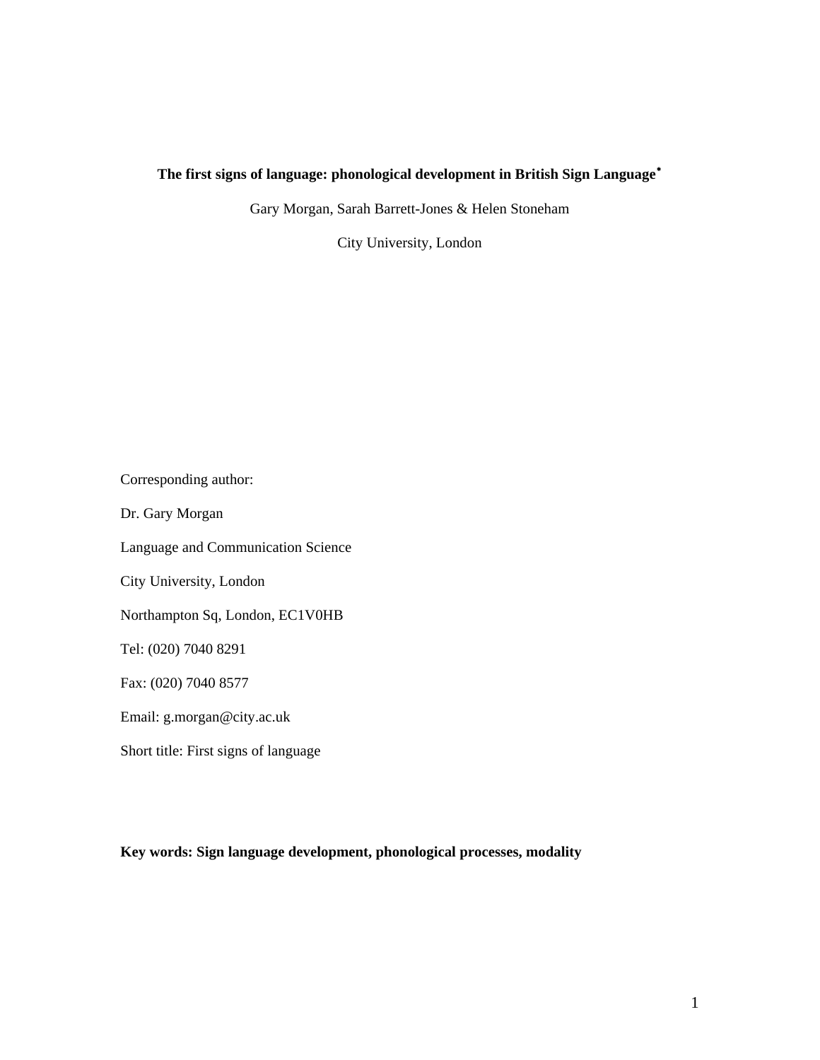**The first signs of language: phonological development in British Sign Language**[*]

Gary Morgan, Sarah Barrett-Jones & Helen Stoneham

City University, London

Corresponding author:

Dr. Gary Morgan

Language and Communication Science

City University, London

Northampton Sq, London, EC1V0HB

Tel: (020) 7040 8291

Fax: (020) 7040 8577

Email: g.morgan@city.ac.uk

Short title: First signs of language

**Key words: Sign language development, phonological processes, modality**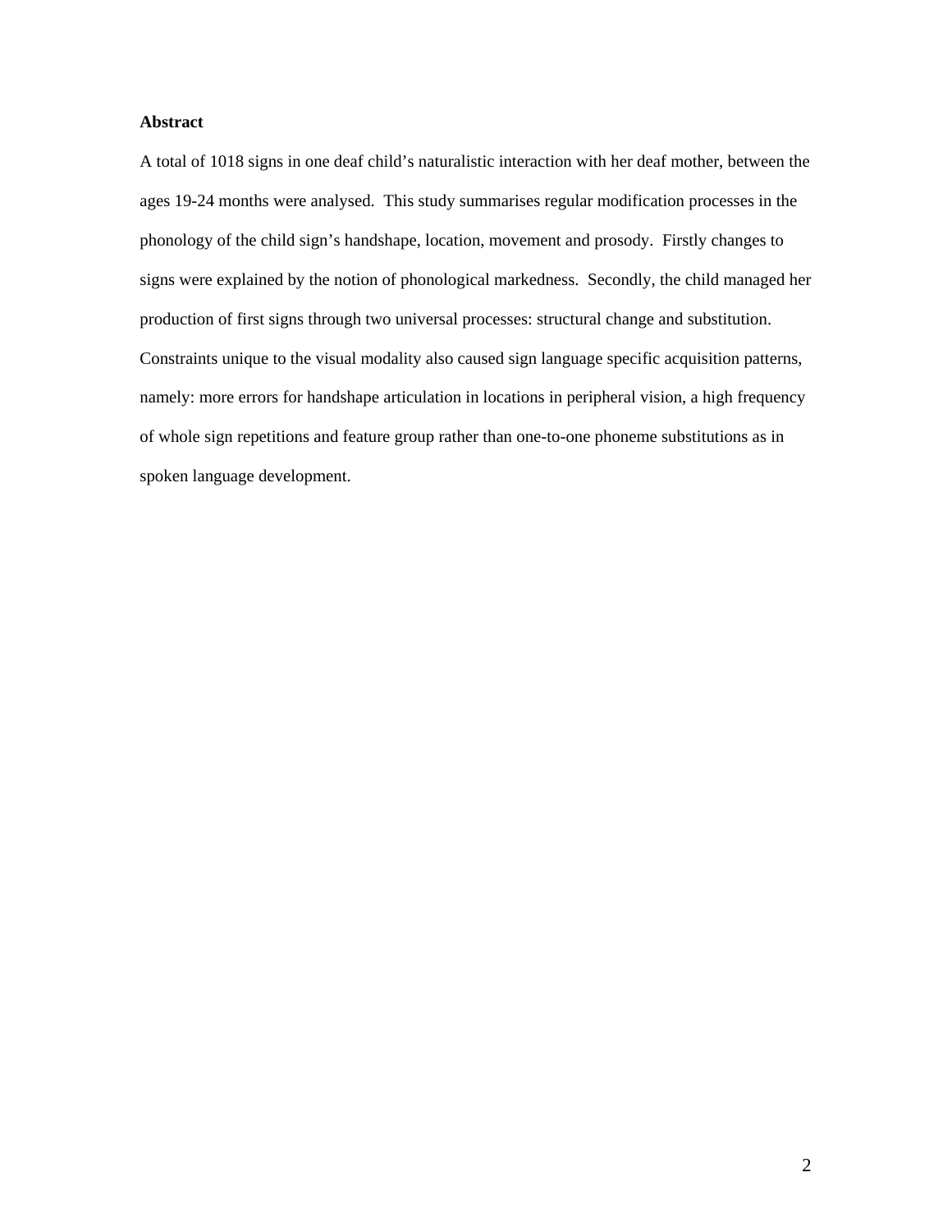**Abstract**

A total of 1018 signs in one deaf child's naturalistic interaction with her deaf mother, between the ages 19-24 months were analysed. This study summarises regular modification processes in the phonology of the child sign's handshape, location, movement and prosody. Firstly changes to signs were explained by the notion of phonological markedness. Secondly, the child managed her production of first signs through two universal processes: structural change and substitution. Constraints unique to the visual modality also caused sign language specific acquisition patterns, namely: more errors for handshape articulation in locations in peripheral vision, a high frequency of whole sign repetitions and feature group rather than one-to-one phoneme substitutions as in spoken language development.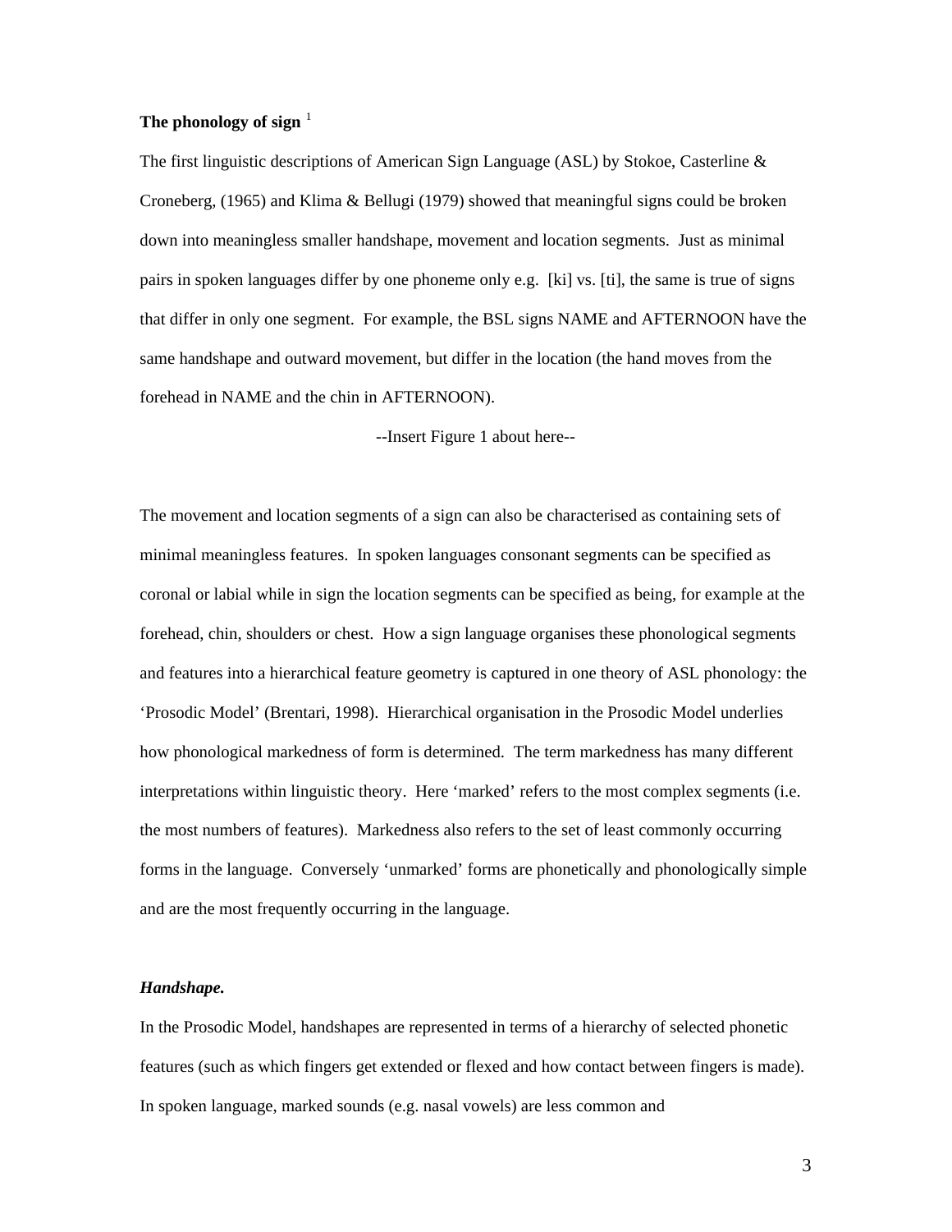**The phonology of sign** [1]

The first linguistic descriptions of American Sign Language (ASL) by Stokoe, Casterline & Croneberg, (1965) and Klima & Bellugi (1979) showed that meaningful signs could be broken down into meaningless smaller handshape, movement and location segments. Just as minimal pairs in spoken languages differ by one phoneme only e.g. [ki] vs. [ti], the same is true of signs that differ in only one segment. For example, the BSL signs NAME and AFTERNOON have the same handshape and outward movement, but differ in the location (the hand moves from the forehead in NAME and the chin in AFTERNOON).

--Insert Figure 1 about here--

The movement and location segments of a sign can also be characterised as containing sets of minimal meaningless features. In spoken languages consonant segments can be specified as coronal or labial while in sign the location segments can be specified as being, for example at the forehead, chin, shoulders or chest. How a sign language organises these phonological segments and features into a hierarchical feature geometry is captured in one theory of ASL phonology: the 'Prosodic Model' (Brentari, 1998). Hierarchical organisation in the Prosodic Model underlies how phonological markedness of form is determined. The term markedness has many different interpretations within linguistic theory. Here 'marked' refers to the most complex segments (i.e. the most numbers of features). Markedness also refers to the set of least commonly occurring forms in the language. Conversely 'unmarked' forms are phonetically and phonologically simple and are the most frequently occurring in the language.

***Handshape.***

In the Prosodic Model, handshapes are represented in terms of a hierarchy of selected phonetic features (such as which fingers get extended or flexed and how contact between fingers is made). In spoken language, marked sounds (e.g. nasal vowels) are less common and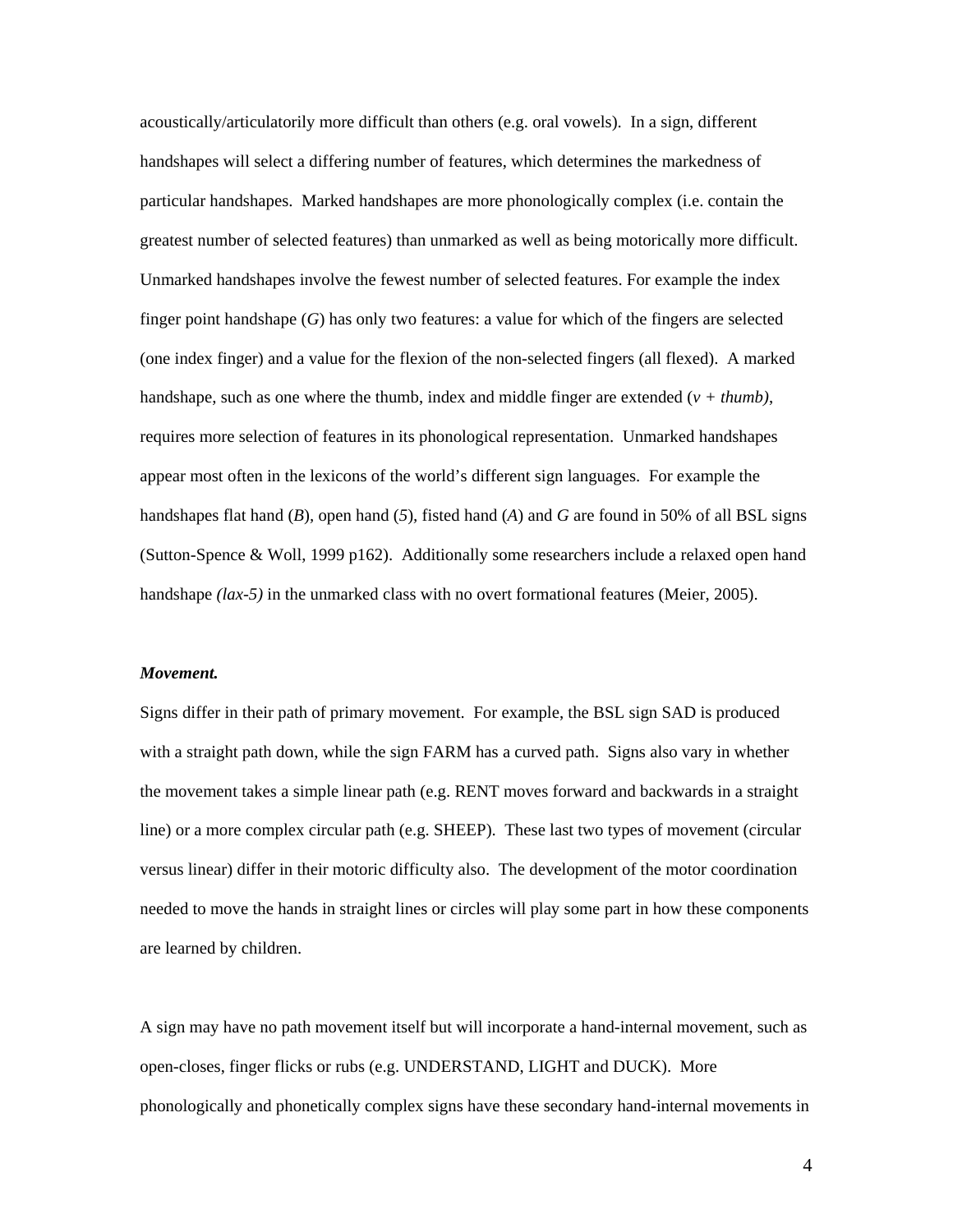acoustically/articulatorily more difficult than others (e.g. oral vowels). In a sign, different handshapes will select a differing number of features, which determines the markedness of particular handshapes. Marked handshapes are more phonologically complex (i.e. contain the greatest number of selected features) than unmarked as well as being motorically more difficult. Unmarked handshapes involve the fewest number of selected features. For example the index finger point handshape (*G*) has only two features: a value for which of the fingers are selected (one index finger) and a value for the flexion of the non-selected fingers (all flexed). A marked handshape, such as one where the thumb, index and middle finger are extended (*v + thumb)*, requires more selection of features in its phonological representation. Unmarked handshapes appear most often in the lexicons of the world's different sign languages. For example the handshapes flat hand (*B*), open hand (*5*), fisted hand (*A*) and *G* are found in 50% of all BSL signs (Sutton-Spence & Woll, 1999 p162). Additionally some researchers include a relaxed open hand handshape *(lax-5)* in the unmarked class with no overt formational features (Meier, 2005).

***Movement.***

Signs differ in their path of primary movement. For example, the BSL sign SAD is produced with a straight path down, while the sign FARM has a curved path. Signs also vary in whether the movement takes a simple linear path (e.g. RENT moves forward and backwards in a straight line) or a more complex circular path (e.g. SHEEP). These last two types of movement (circular versus linear) differ in their motoric difficulty also. The development of the motor coordination needed to move the hands in straight lines or circles will play some part in how these components are learned by children.

A sign may have no path movement itself but will incorporate a hand-internal movement, such as open-closes, finger flicks or rubs (e.g. UNDERSTAND, LIGHT and DUCK). More phonologically and phonetically complex signs have these secondary hand-internal movements in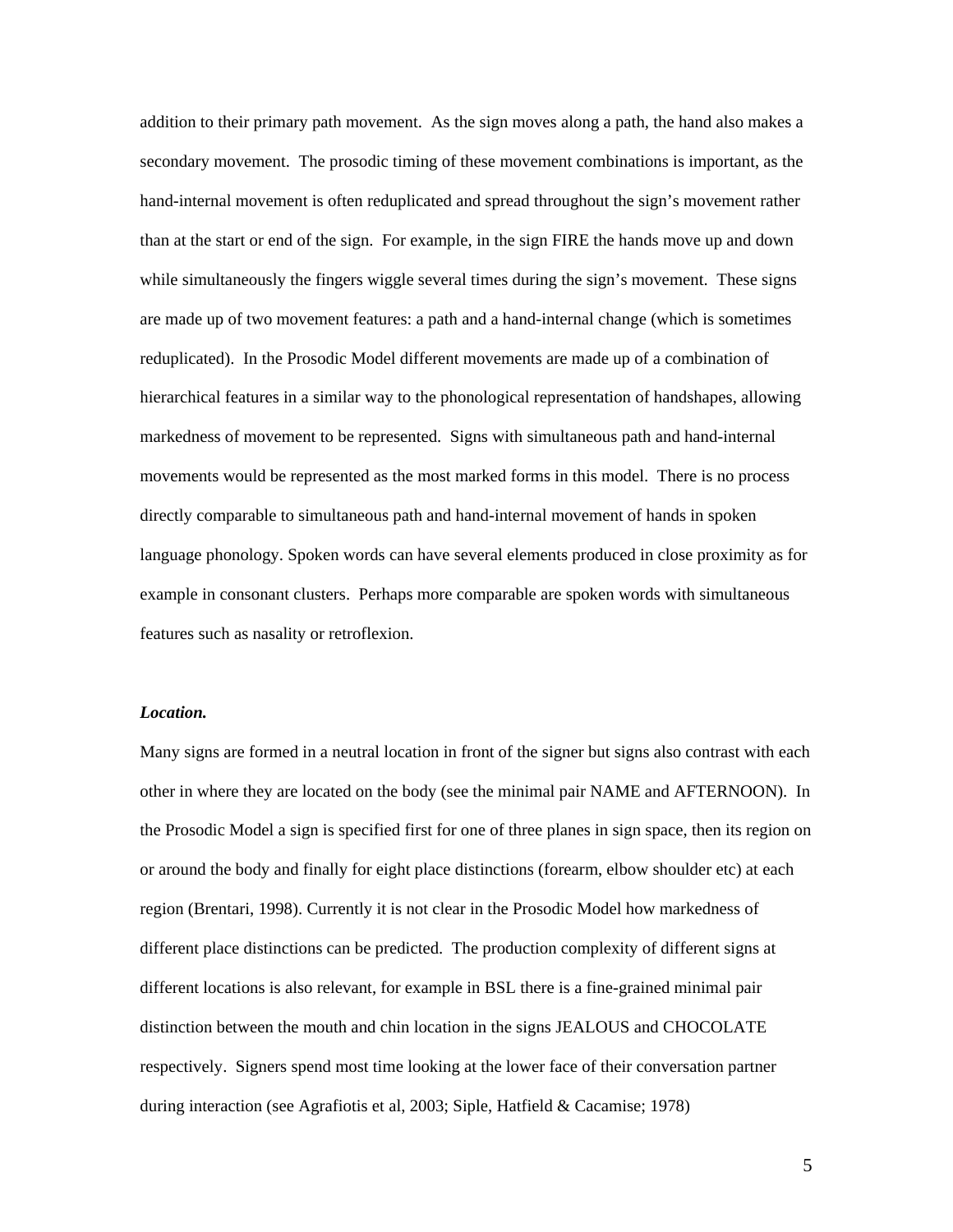addition to their primary path movement. As the sign moves along a path, the hand also makes a secondary movement. The prosodic timing of these movement combinations is important, as the hand-internal movement is often reduplicated and spread throughout the sign's movement rather than at the start or end of the sign. For example, in the sign FIRE the hands move up and down while simultaneously the fingers wiggle several times during the sign's movement. These signs are made up of two movement features: a path and a hand-internal change (which is sometimes reduplicated). In the Prosodic Model different movements are made up of a combination of hierarchical features in a similar way to the phonological representation of handshapes, allowing markedness of movement to be represented. Signs with simultaneous path and hand-internal movements would be represented as the most marked forms in this model. There is no process directly comparable to simultaneous path and hand-internal movement of hands in spoken language phonology. Spoken words can have several elements produced in close proximity as for example in consonant clusters. Perhaps more comparable are spoken words with simultaneous features such as nasality or retroflexion.

***Location.***

Many signs are formed in a neutral location in front of the signer but signs also contrast with each other in where they are located on the body (see the minimal pair NAME and AFTERNOON). In the Prosodic Model a sign is specified first for one of three planes in sign space, then its region on or around the body and finally for eight place distinctions (forearm, elbow shoulder etc) at each region (Brentari, 1998). Currently it is not clear in the Prosodic Model how markedness of different place distinctions can be predicted. The production complexity of different signs at different locations is also relevant, for example in BSL there is a fine-grained minimal pair distinction between the mouth and chin location in the signs JEALOUS and CHOCOLATE respectively. Signers spend most time looking at the lower face of their conversation partner during interaction (see Agrafiotis et al, 2003; Siple, Hatfield & Cacamise; 1978)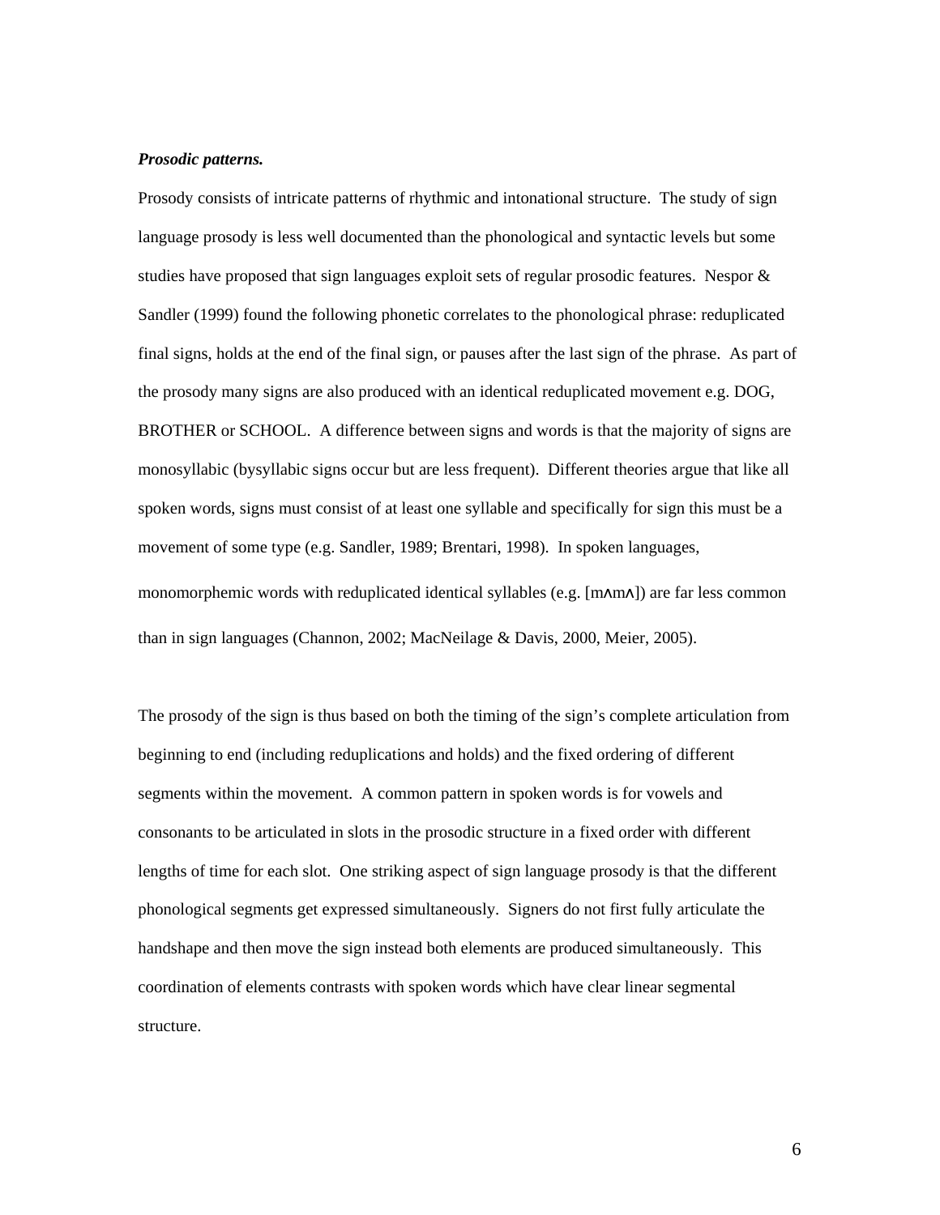***Prosodic patterns.***

Prosody consists of intricate patterns of rhythmic and intonational structure. The study of sign language prosody is less well documented than the phonological and syntactic levels but some studies have proposed that sign languages exploit sets of regular prosodic features. Nespor & Sandler (1999) found the following phonetic correlates to the phonological phrase: reduplicated final signs, holds at the end of the final sign, or pauses after the last sign of the phrase. As part of the prosody many signs are also produced with an identical reduplicated movement e.g. DOG, BROTHER or SCHOOL. A difference between signs and words is that the majority of signs are monosyllabic (bysyllabic signs occur but are less frequent). Different theories argue that like all spoken words, signs must consist of at least one syllable and specifically for sign this must be a movement of some type (e.g. Sandler, 1989; Brentari, 1998). In spoken languages, monomorphemic words with reduplicated identical syllables (e.g. [mʌmʌ]) are far less common than in sign languages (Channon, 2002; MacNeilage & Davis, 2000, Meier, 2005).

The prosody of the sign is thus based on both the timing of the sign's complete articulation from beginning to end (including reduplications and holds) and the fixed ordering of different segments within the movement. A common pattern in spoken words is for vowels and consonants to be articulated in slots in the prosodic structure in a fixed order with different lengths of time for each slot. One striking aspect of sign language prosody is that the different phonological segments get expressed simultaneously. Signers do not first fully articulate the handshape and then move the sign instead both elements are produced simultaneously. This coordination of elements contrasts with spoken words which have clear linear segmental structure.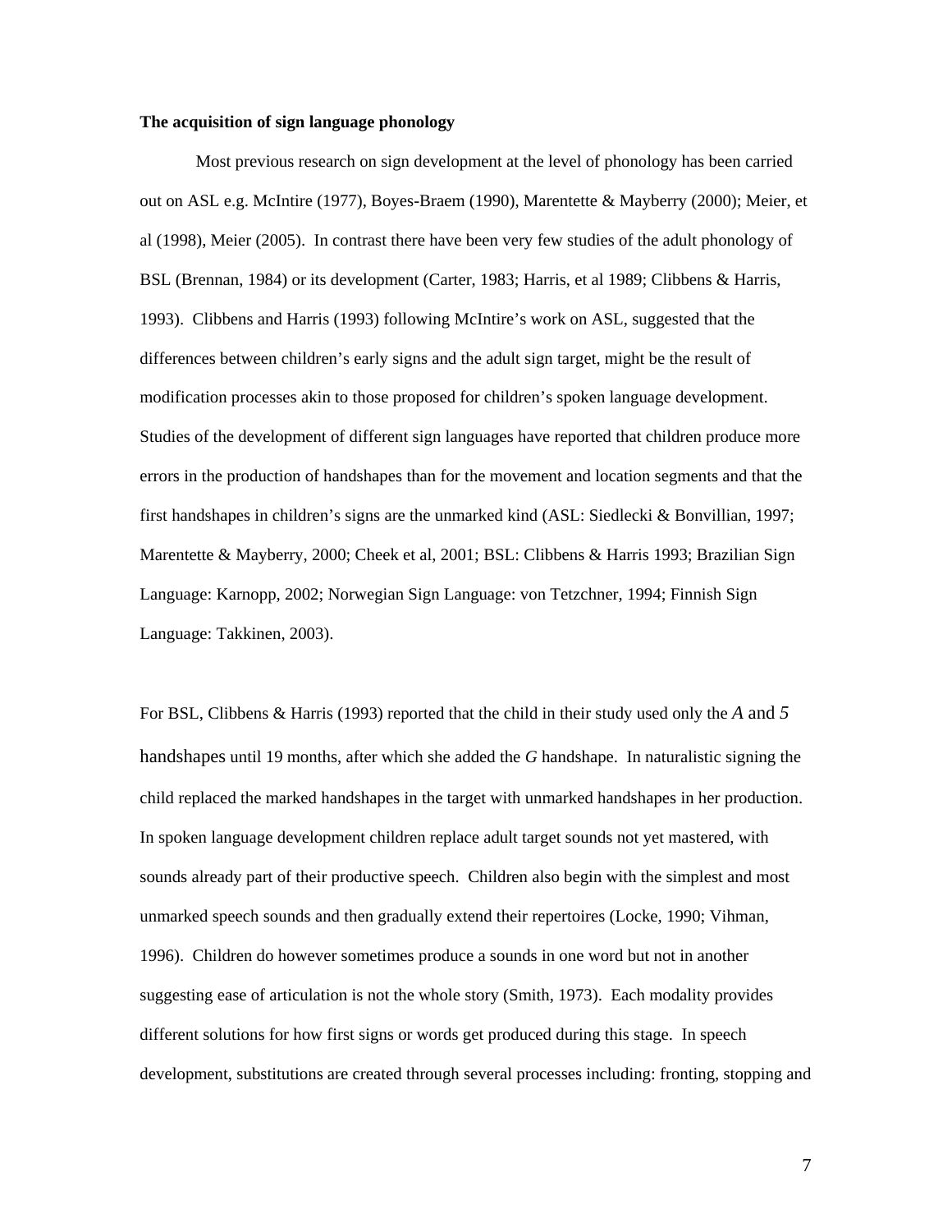**The acquisition of sign language phonology**

Most previous research on sign development at the level of phonology has been carried out on ASL e.g. McIntire (1977), Boyes-Braem (1990), Marentette & Mayberry (2000); Meier, et al (1998), Meier (2005). In contrast there have been very few studies of the adult phonology of BSL (Brennan, 1984) or its development (Carter, 1983; Harris, et al 1989; Clibbens & Harris, 1993). Clibbens and Harris (1993) following McIntire's work on ASL, suggested that the differences between children's early signs and the adult sign target, might be the result of modification processes akin to those proposed for children's spoken language development. Studies of the development of different sign languages have reported that children produce more errors in the production of handshapes than for the movement and location segments and that the first handshapes in children's signs are the unmarked kind (ASL: Siedlecki & Bonvillian, 1997; Marentette & Mayberry, 2000; Cheek et al, 2001; BSL: Clibbens & Harris 1993; Brazilian Sign Language: Karnopp, 2002; Norwegian Sign Language: von Tetzchner, 1994; Finnish Sign Language: Takkinen, 2003).

For BSL, Clibbens & Harris (1993) reported that the child in their study used only the *A* and *5* handshapes until 19 months, after which she added the *G* handshape. In naturalistic signing the child replaced the marked handshapes in the target with unmarked handshapes in her production. In spoken language development children replace adult target sounds not yet mastered, with sounds already part of their productive speech. Children also begin with the simplest and most unmarked speech sounds and then gradually extend their repertoires (Locke, 1990; Vihman, 1996). Children do however sometimes produce a sounds in one word but not in another suggesting ease of articulation is not the whole story (Smith, 1973). Each modality provides different solutions for how first signs or words get produced during this stage. In speech development, substitutions are created through several processes including: fronting, stopping and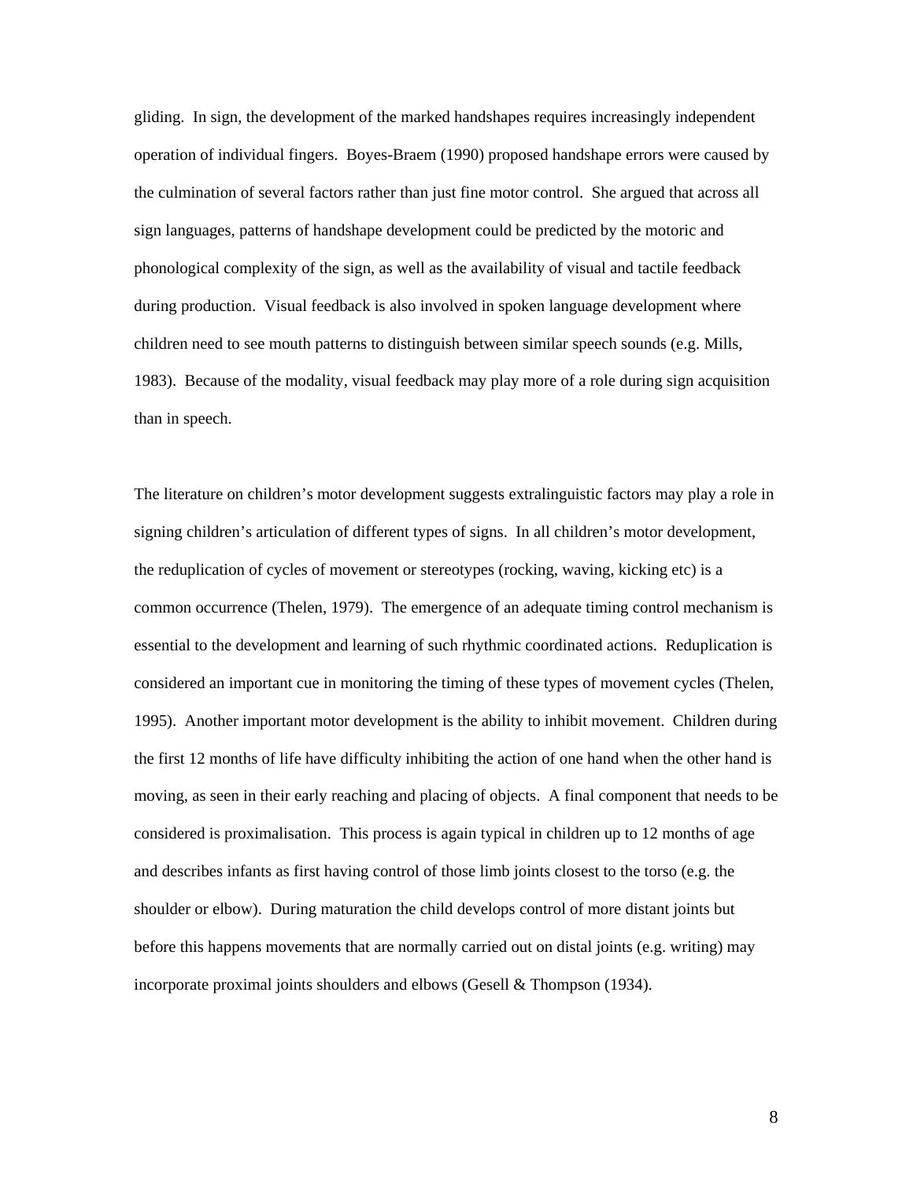gliding. In sign, the development of the marked handshapes requires increasingly independent operation of individual fingers. Boyes-Braem (1990) proposed handshape errors were caused by the culmination of several factors rather than just fine motor control. She argued that across all sign languages, patterns of handshape development could be predicted by the motoric and phonological complexity of the sign, as well as the availability of visual and tactile feedback during production. Visual feedback is also involved in spoken language development where children need to see mouth patterns to distinguish between similar speech sounds (e.g. Mills, 1983). Because of the modality, visual feedback may play more of a role during sign acquisition than in speech.

The literature on children's motor development suggests extralinguistic factors may play a role in signing children's articulation of different types of signs. In all children's motor development, the reduplication of cycles of movement or stereotypes (rocking, waving, kicking etc) is a common occurrence (Thelen, 1979). The emergence of an adequate timing control mechanism is essential to the development and learning of such rhythmic coordinated actions. Reduplication is considered an important cue in monitoring the timing of these types of movement cycles (Thelen, 1995). Another important motor development is the ability to inhibit movement. Children during the first 12 months of life have difficulty inhibiting the action of one hand when the other hand is moving, as seen in their early reaching and placing of objects. A final component that needs to be considered is proximalisation. This process is again typical in children up to 12 months of age and describes infants as first having control of those limb joints closest to the torso (e.g. the shoulder or elbow). During maturation the child develops control of more distant joints but before this happens movements that are normally carried out on distal joints (e.g. writing) may incorporate proximal joints shoulders and elbows (Gesell & Thompson (1934).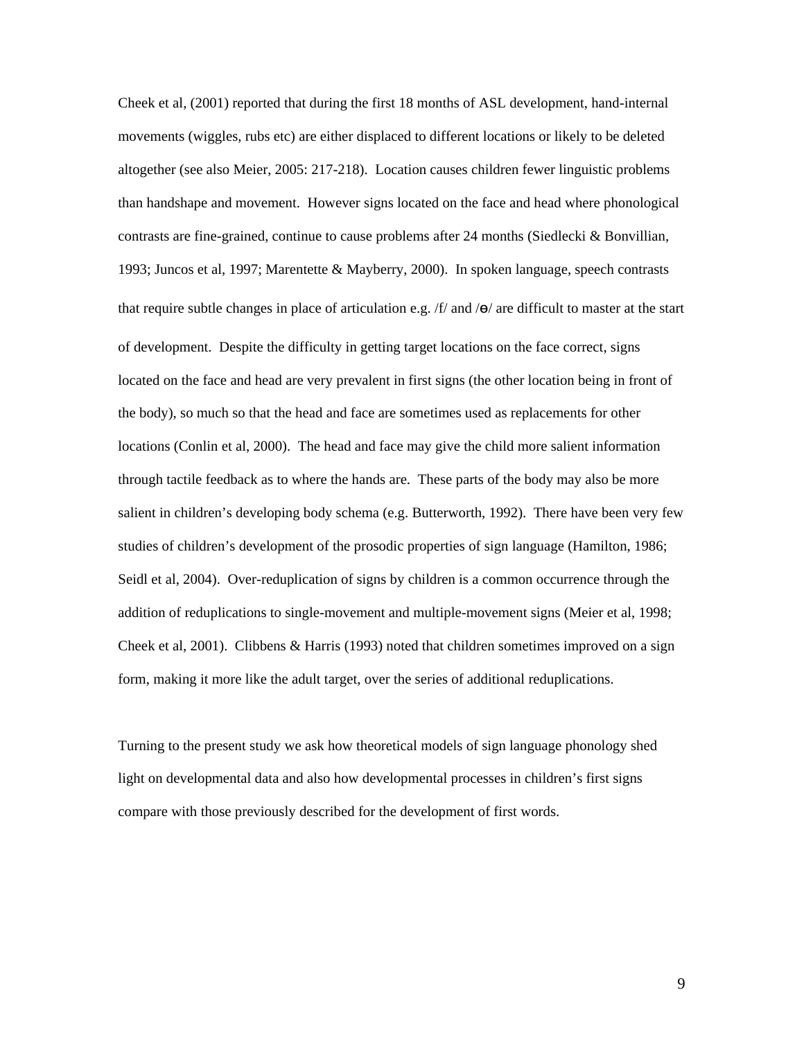Cheek et al, (2001) reported that during the first 18 months of ASL development, hand-internal movements (wiggles, rubs etc) are either displaced to different locations or likely to be deleted altogether (see also Meier, 2005: 217-218). Location causes children fewer linguistic problems than handshape and movement. However signs located on the face and head where phonological contrasts are fine-grained, continue to cause problems after 24 months (Siedlecki & Bonvillian, 1993; Juncos et al, 1997; Marentette & Mayberry, 2000). In spoken language, speech contrasts that require subtle changes in place of articulation e.g. /f/ and /ɵ/ are difficult to master at the start of development. Despite the difficulty in getting target locations on the face correct, signs located on the face and head are very prevalent in first signs (the other location being in front of the body), so much so that the head and face are sometimes used as replacements for other locations (Conlin et al, 2000). The head and face may give the child more salient information through tactile feedback as to where the hands are. These parts of the body may also be more salient in children's developing body schema (e.g. Butterworth, 1992). There have been very few studies of children's development of the prosodic properties of sign language (Hamilton, 1986; Seidl et al, 2004). Over-reduplication of signs by children is a common occurrence through the addition of reduplications to single-movement and multiple-movement signs (Meier et al, 1998; Cheek et al, 2001). Clibbens & Harris (1993) noted that children sometimes improved on a sign form, making it more like the adult target, over the series of additional reduplications.

Turning to the present study we ask how theoretical models of sign language phonology shed light on developmental data and also how developmental processes in children's first signs compare with those previously described for the development of first words.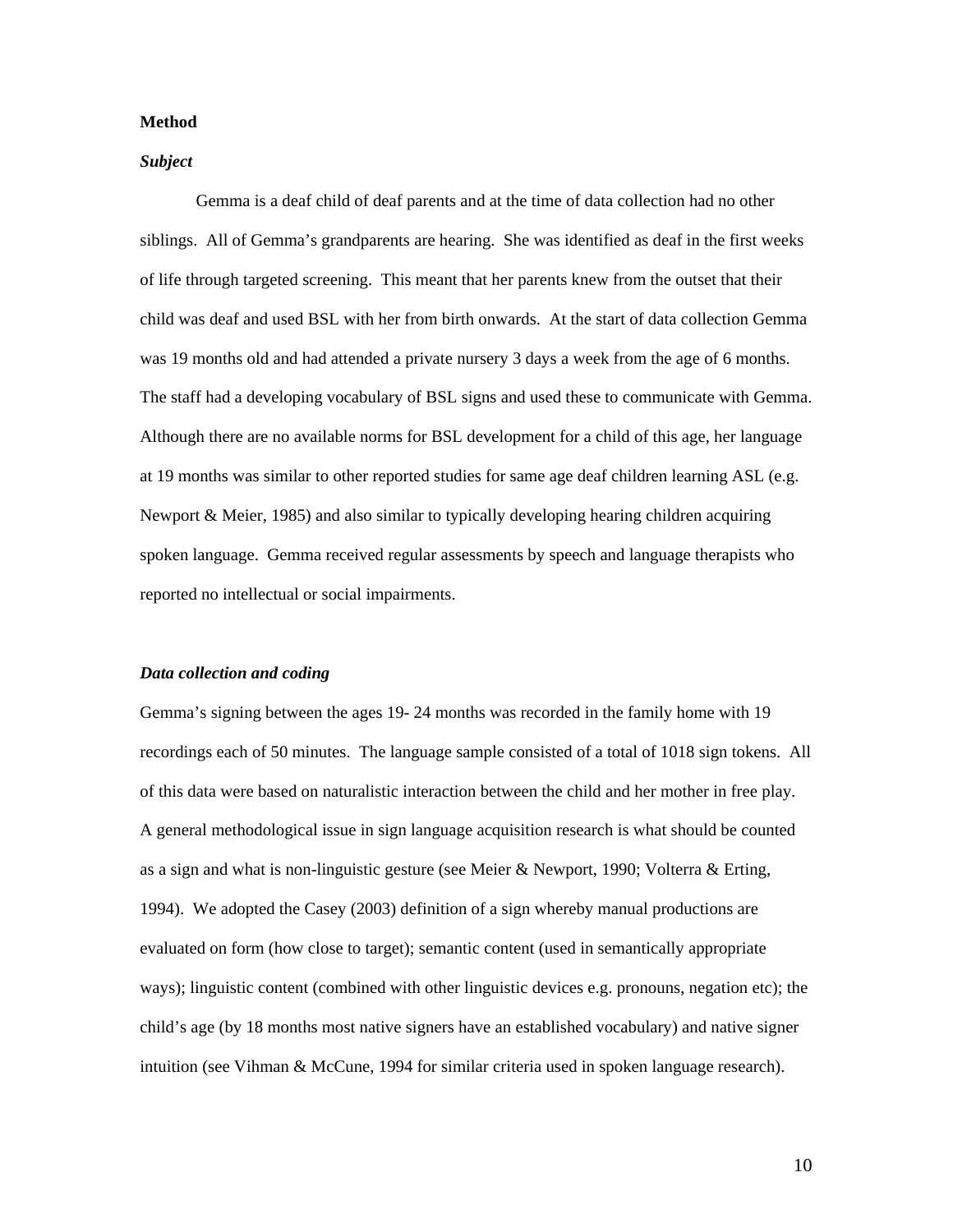**Method**

***Subject***

Gemma is a deaf child of deaf parents and at the time of data collection had no other siblings. All of Gemma's grandparents are hearing. She was identified as deaf in the first weeks of life through targeted screening. This meant that her parents knew from the outset that their child was deaf and used BSL with her from birth onwards. At the start of data collection Gemma was 19 months old and had attended a private nursery 3 days a week from the age of 6 months. The staff had a developing vocabulary of BSL signs and used these to communicate with Gemma. Although there are no available norms for BSL development for a child of this age, her language at 19 months was similar to other reported studies for same age deaf children learning ASL (e.g. Newport & Meier, 1985) and also similar to typically developing hearing children acquiring spoken language. Gemma received regular assessments by speech and language therapists who reported no intellectual or social impairments.

***Data collection and coding***

Gemma's signing between the ages 19- 24 months was recorded in the family home with 19 recordings each of 50 minutes. The language sample consisted of a total of 1018 sign tokens. All of this data were based on naturalistic interaction between the child and her mother in free play. A general methodological issue in sign language acquisition research is what should be counted as a sign and what is non-linguistic gesture (see Meier & Newport, 1990; Volterra & Erting, 1994). We adopted the Casey (2003) definition of a sign whereby manual productions are evaluated on form (how close to target); semantic content (used in semantically appropriate ways); linguistic content (combined with other linguistic devices e.g. pronouns, negation etc); the child's age (by 18 months most native signers have an established vocabulary) and native signer intuition (see Vihman & McCune, 1994 for similar criteria used in spoken language research).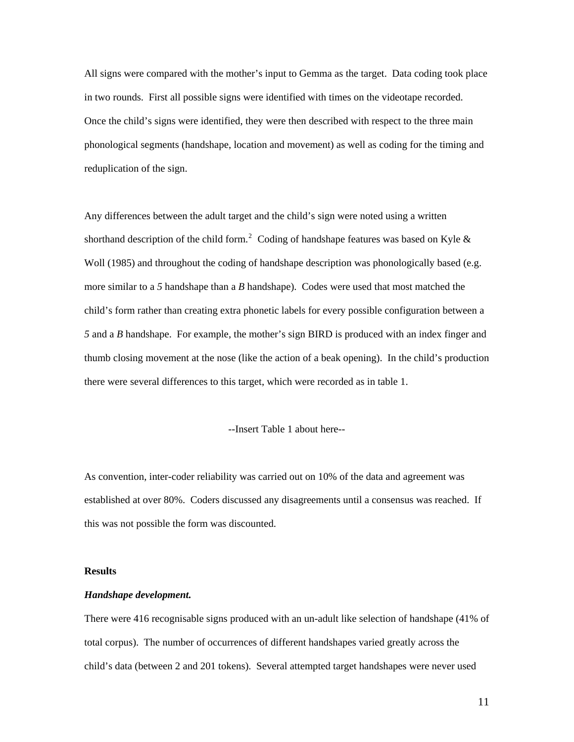All signs were compared with the mother's input to Gemma as the target. Data coding took place in two rounds. First all possible signs were identified with times on the videotape recorded. Once the child's signs were identified, they were then described with respect to the three main phonological segments (handshape, location and movement) as well as coding for the timing and reduplication of the sign.

Any differences between the adult target and the child's sign were noted using a written shorthand description of the child form.[2] Coding of handshape features was based on Kyle & Woll (1985) and throughout the coding of handshape description was phonologically based (e.g. more similar to a *5* handshape than a *B* handshape). Codes were used that most matched the child's form rather than creating extra phonetic labels for every possible configuration between a *5* and a *B* handshape. For example, the mother's sign BIRD is produced with an index finger and thumb closing movement at the nose (like the action of a beak opening). In the child's production there were several differences to this target, which were recorded as in table 1.

--Insert Table 1 about here--

As convention, inter-coder reliability was carried out on 10% of the data and agreement was established at over 80%. Coders discussed any disagreements until a consensus was reached. If this was not possible the form was discounted.

**Results**

***Handshape development.***

There were 416 recognisable signs produced with an un-adult like selection of handshape (41% of total corpus). The number of occurrences of different handshapes varied greatly across the child's data (between 2 and 201 tokens). Several attempted target handshapes were never used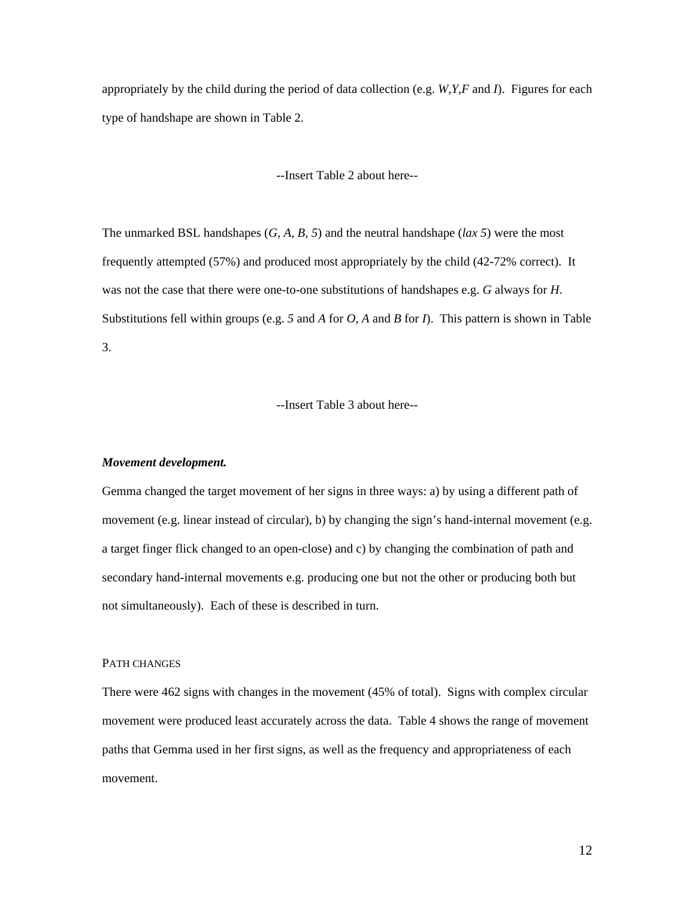appropriately by the child during the period of data collection (e.g. *W,Y,F* and *I*). Figures for each type of handshape are shown in Table 2.

--Insert Table 2 about here--

The unmarked BSL handshapes (*G, A, B, 5*) and the neutral handshape (*lax 5*) were the most frequently attempted (57%) and produced most appropriately by the child (42-72% correct). It was not the case that there were one-to-one substitutions of handshapes e.g. *G* always for *H*. Substitutions fell within groups (e.g. *5* and *A* for *O, A* and *B* for *I*). This pattern is shown in Table 3.

--Insert Table 3 about here--

***Movement development.***

Gemma changed the target movement of her signs in three ways: a) by using a different path of movement (e.g. linear instead of circular), b) by changing the sign's hand-internal movement (e.g. a target finger flick changed to an open-close) and c) by changing the combination of path and secondary hand-internal movements e.g. producing one but not the other or producing both but not simultaneously). Each of these is described in turn.

PATH CHANGES

There were 462 signs with changes in the movement (45% of total). Signs with complex circular movement were produced least accurately across the data. Table 4 shows the range of movement paths that Gemma used in her first signs, as well as the frequency and appropriateness of each movement.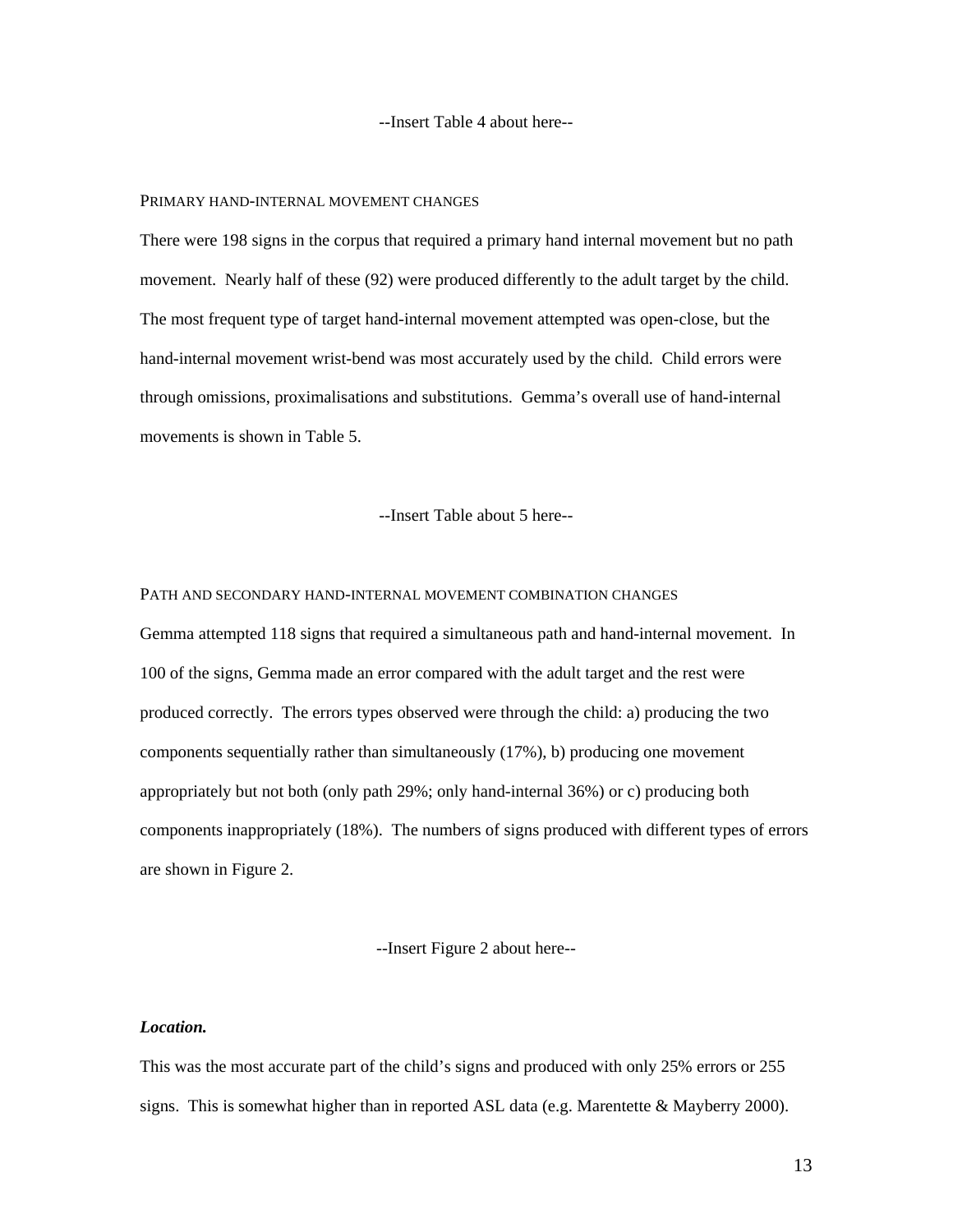--Insert Table 4 about here--

### Primary hand-internal movement changes

There were 198 signs in the corpus that required a primary hand internal movement but no path movement. Nearly half of these (92) were produced differently to the adult target by the child. The most frequent type of target hand-internal movement attempted was open-close, but the hand-internal movement wrist-bend was most accurately used by the child. Child errors were through omissions, proximalisations and substitutions. Gemma's overall use of hand-internal movements is shown in Table 5.

--Insert Table about 5 here--

### Path and secondary hand-internal movement combination changes

Gemma attempted 118 signs that required a simultaneous path and hand-internal movement. In 100 of the signs, Gemma made an error compared with the adult target and the rest were produced correctly. The errors types observed were through the child: a) producing the two components sequentially rather than simultaneously (17%), b) producing one movement appropriately but not both (only path 29%; only hand-internal 36%) or c) producing both components inappropriately (18%). The numbers of signs produced with different types of errors are shown in Figure 2.

--Insert Figure 2 about here--

***Location.***

This was the most accurate part of the child's signs and produced with only 25% errors or 255 signs. This is somewhat higher than in reported ASL data (e.g. Marentette & Mayberry 2000).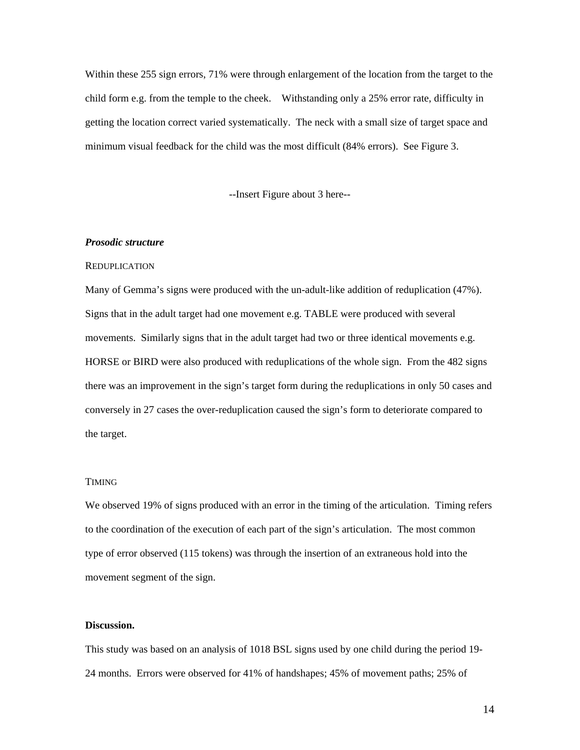Within these 255 sign errors, 71% were through enlargement of the location from the target to the child form e.g. from the temple to the cheek.  Withstanding only a 25% error rate, difficulty in getting the location correct varied systematically. The neck with a small size of target space and minimum visual feedback for the child was the most difficult (84% errors). See Figure 3.

--Insert Figure about 3 here--

***Prosodic structure***

REDUPLICATION

Many of Gemma's signs were produced with the un-adult-like addition of reduplication (47%). Signs that in the adult target had one movement e.g. TABLE were produced with several movements. Similarly signs that in the adult target had two or three identical movements e.g. HORSE or BIRD were also produced with reduplications of the whole sign. From the 482 signs there was an improvement in the sign's target form during the reduplications in only 50 cases and conversely in 27 cases the over-reduplication caused the sign's form to deteriorate compared to the target.

TIMING

We observed 19% of signs produced with an error in the timing of the articulation. Timing refers to the coordination of the execution of each part of the sign's articulation. The most common type of error observed (115 tokens) was through the insertion of an extraneous hold into the movement segment of the sign.

**Discussion.**

This study was based on an analysis of 1018 BSL signs used by one child during the period 19-24 months. Errors were observed for 41% of handshapes; 45% of movement paths; 25% of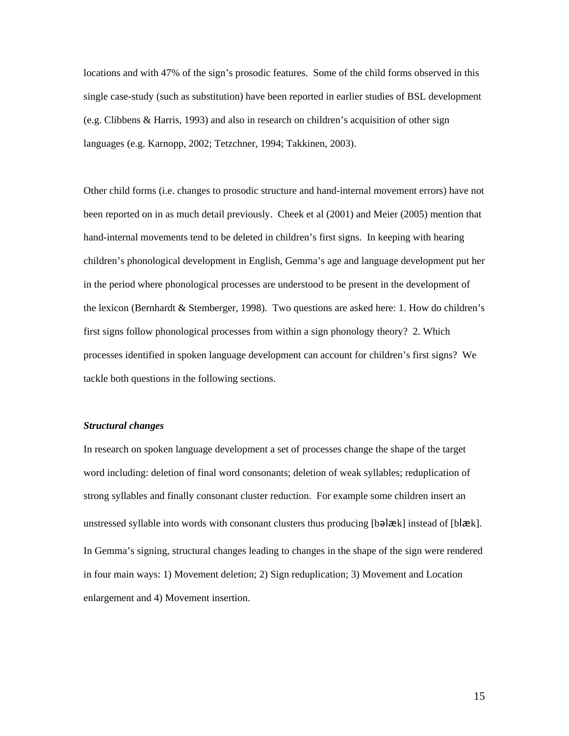locations and with 47% of the sign's prosodic features. Some of the child forms observed in this single case-study (such as substitution) have been reported in earlier studies of BSL development (e.g. Clibbens & Harris, 1993) and also in research on children's acquisition of other sign languages (e.g. Karnopp, 2002; Tetzchner, 1994; Takkinen, 2003).

Other child forms (i.e. changes to prosodic structure and hand-internal movement errors) have not been reported on in as much detail previously. Cheek et al (2001) and Meier (2005) mention that hand-internal movements tend to be deleted in children's first signs. In keeping with hearing children's phonological development in English, Gemma's age and language development put her in the period where phonological processes are understood to be present in the development of the lexicon (Bernhardt & Stemberger, 1998). Two questions are asked here: 1. How do children's first signs follow phonological processes from within a sign phonology theory? 2. Which processes identified in spoken language development can account for children's first signs? We tackle both questions in the following sections.

***Structural changes***

In research on spoken language development a set of processes change the shape of the target word including: deletion of final word consonants; deletion of weak syllables; reduplication of strong syllables and finally consonant cluster reduction. For example some children insert an unstressed syllable into words with consonant clusters thus producing [bəlæk] instead of [blæk]. In Gemma's signing, structural changes leading to changes in the shape of the sign were rendered in four main ways: 1) Movement deletion; 2) Sign reduplication; 3) Movement and Location enlargement and 4) Movement insertion.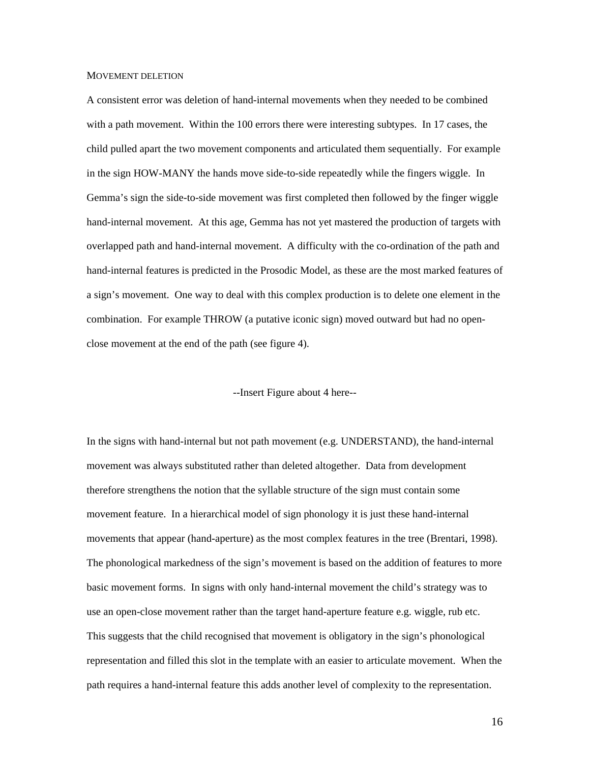MOVEMENT DELETION

A consistent error was deletion of hand-internal movements when they needed to be combined with a path movement. Within the 100 errors there were interesting subtypes. In 17 cases, the child pulled apart the two movement components and articulated them sequentially. For example in the sign HOW-MANY the hands move side-to-side repeatedly while the fingers wiggle. In Gemma's sign the side-to-side movement was first completed then followed by the finger wiggle hand-internal movement. At this age, Gemma has not yet mastered the production of targets with overlapped path and hand-internal movement. A difficulty with the co-ordination of the path and hand-internal features is predicted in the Prosodic Model, as these are the most marked features of a sign's movement. One way to deal with this complex production is to delete one element in the combination. For example THROW (a putative iconic sign) moved outward but had no open-close movement at the end of the path (see figure 4).

--Insert Figure about 4 here--

In the signs with hand-internal but not path movement (e.g. UNDERSTAND), the hand-internal movement was always substituted rather than deleted altogether. Data from development therefore strengthens the notion that the syllable structure of the sign must contain some movement feature. In a hierarchical model of sign phonology it is just these hand-internal movements that appear (hand-aperture) as the most complex features in the tree (Brentari, 1998). The phonological markedness of the sign's movement is based on the addition of features to more basic movement forms. In signs with only hand-internal movement the child's strategy was to use an open-close movement rather than the target hand-aperture feature e.g. wiggle, rub etc. This suggests that the child recognised that movement is obligatory in the sign's phonological representation and filled this slot in the template with an easier to articulate movement. When the path requires a hand-internal feature this adds another level of complexity to the representation.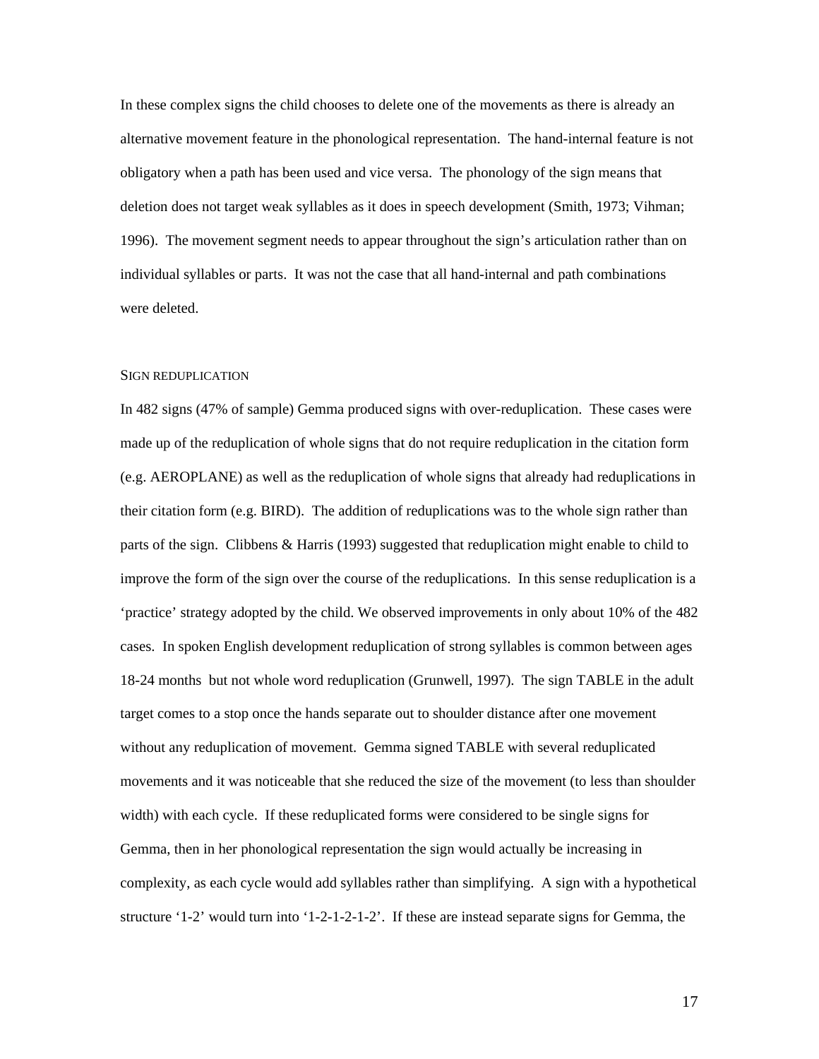In these complex signs the child chooses to delete one of the movements as there is already an alternative movement feature in the phonological representation. The hand-internal feature is not obligatory when a path has been used and vice versa. The phonology of the sign means that deletion does not target weak syllables as it does in speech development (Smith, 1973; Vihman; 1996). The movement segment needs to appear throughout the sign's articulation rather than on individual syllables or parts. It was not the case that all hand-internal and path combinations were deleted.

### SIGN REDUPLICATION

In 482 signs (47% of sample) Gemma produced signs with over-reduplication. These cases were made up of the reduplication of whole signs that do not require reduplication in the citation form (e.g. AEROPLANE) as well as the reduplication of whole signs that already had reduplications in their citation form (e.g. BIRD). The addition of reduplications was to the whole sign rather than parts of the sign. Clibbens & Harris (1993) suggested that reduplication might enable to child to improve the form of the sign over the course of the reduplications. In this sense reduplication is a 'practice' strategy adopted by the child. We observed improvements in only about 10% of the 482 cases. In spoken English development reduplication of strong syllables is common between ages 18-24 months but not whole word reduplication (Grunwell, 1997). The sign TABLE in the adult target comes to a stop once the hands separate out to shoulder distance after one movement without any reduplication of movement. Gemma signed TABLE with several reduplicated movements and it was noticeable that she reduced the size of the movement (to less than shoulder width) with each cycle. If these reduplicated forms were considered to be single signs for Gemma, then in her phonological representation the sign would actually be increasing in complexity, as each cycle would add syllables rather than simplifying. A sign with a hypothetical structure '1-2' would turn into '1-2-1-2-1-2'. If these are instead separate signs for Gemma, the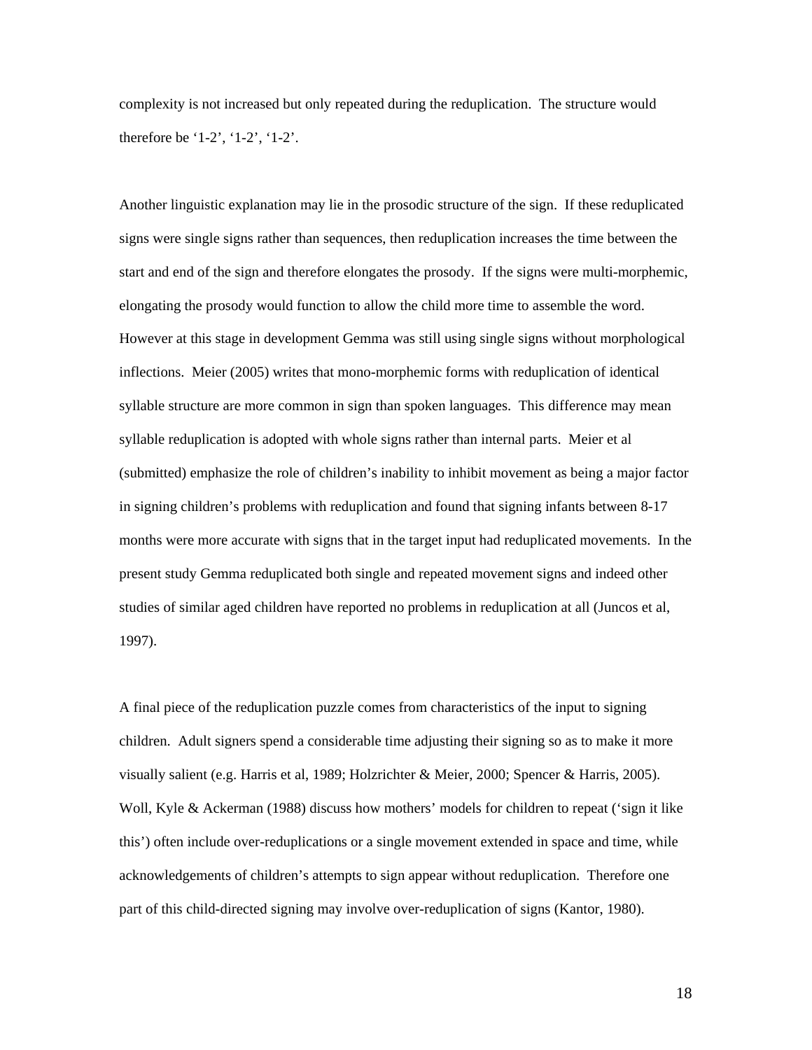complexity is not increased but only repeated during the reduplication. The structure would therefore be '1-2', '1-2', '1-2'.

Another linguistic explanation may lie in the prosodic structure of the sign. If these reduplicated signs were single signs rather than sequences, then reduplication increases the time between the start and end of the sign and therefore elongates the prosody. If the signs were multi-morphemic, elongating the prosody would function to allow the child more time to assemble the word. However at this stage in development Gemma was still using single signs without morphological inflections. Meier (2005) writes that mono-morphemic forms with reduplication of identical syllable structure are more common in sign than spoken languages. This difference may mean syllable reduplication is adopted with whole signs rather than internal parts. Meier et al (submitted) emphasize the role of children's inability to inhibit movement as being a major factor in signing children's problems with reduplication and found that signing infants between 8-17 months were more accurate with signs that in the target input had reduplicated movements. In the present study Gemma reduplicated both single and repeated movement signs and indeed other studies of similar aged children have reported no problems in reduplication at all (Juncos et al, 1997).

A final piece of the reduplication puzzle comes from characteristics of the input to signing children. Adult signers spend a considerable time adjusting their signing so as to make it more visually salient (e.g. Harris et al, 1989; Holzrichter & Meier, 2000; Spencer & Harris, 2005). Woll, Kyle & Ackerman (1988) discuss how mothers' models for children to repeat ('sign it like this') often include over-reduplications or a single movement extended in space and time, while acknowledgements of children's attempts to sign appear without reduplication. Therefore one part of this child-directed signing may involve over-reduplication of signs (Kantor, 1980).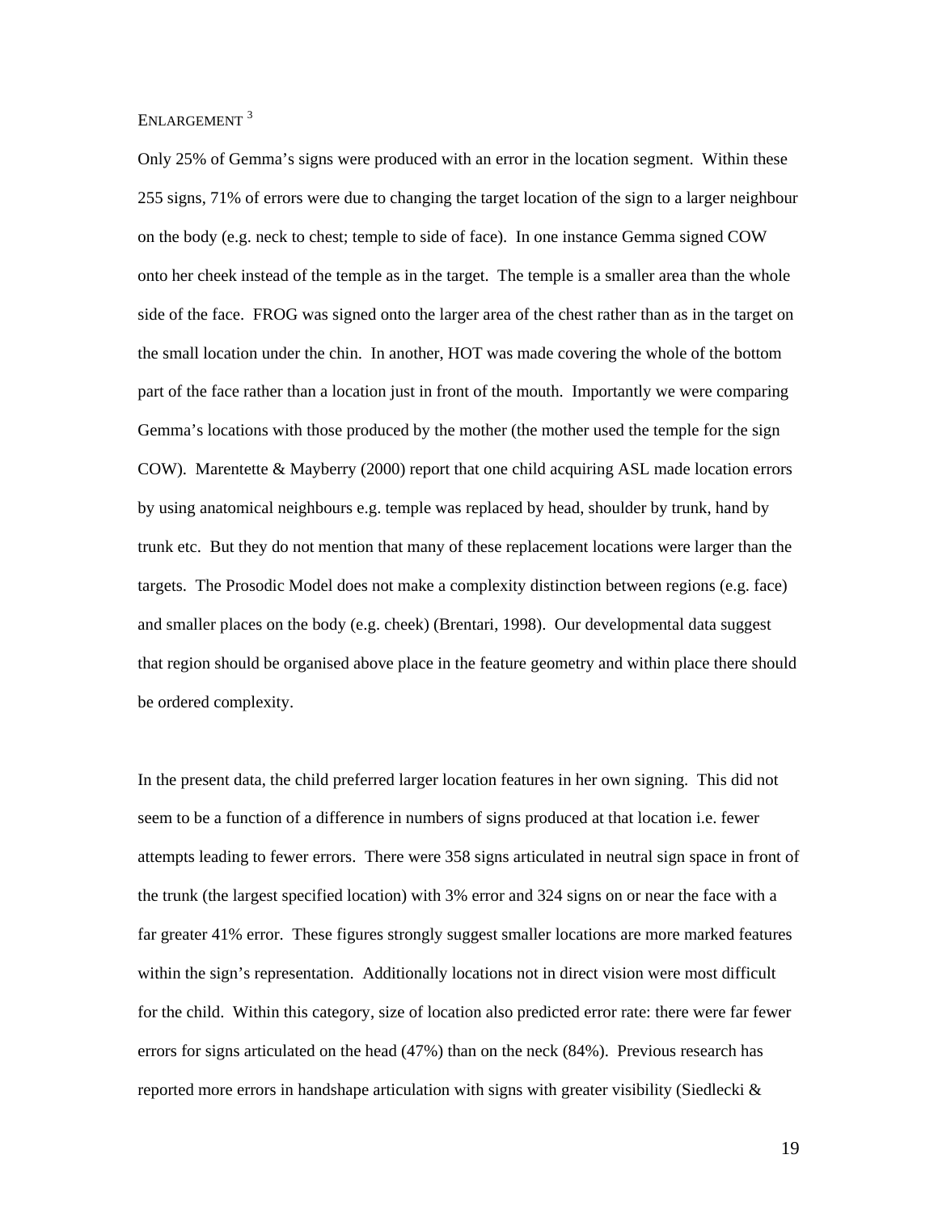ENLARGEMENT [3]

Only 25% of Gemma's signs were produced with an error in the location segment. Within these 255 signs, 71% of errors were due to changing the target location of the sign to a larger neighbour on the body (e.g. neck to chest; temple to side of face). In one instance Gemma signed COW onto her cheek instead of the temple as in the target. The temple is a smaller area than the whole side of the face. FROG was signed onto the larger area of the chest rather than as in the target on the small location under the chin. In another, HOT was made covering the whole of the bottom part of the face rather than a location just in front of the mouth. Importantly we were comparing Gemma's locations with those produced by the mother (the mother used the temple for the sign COW). Marentette & Mayberry (2000) report that one child acquiring ASL made location errors by using anatomical neighbours e.g. temple was replaced by head, shoulder by trunk, hand by trunk etc. But they do not mention that many of these replacement locations were larger than the targets. The Prosodic Model does not make a complexity distinction between regions (e.g. face) and smaller places on the body (e.g. cheek) (Brentari, 1998). Our developmental data suggest that region should be organised above place in the feature geometry and within place there should be ordered complexity.

In the present data, the child preferred larger location features in her own signing. This did not seem to be a function of a difference in numbers of signs produced at that location i.e. fewer attempts leading to fewer errors. There were 358 signs articulated in neutral sign space in front of the trunk (the largest specified location) with 3% error and 324 signs on or near the face with a far greater 41% error. These figures strongly suggest smaller locations are more marked features within the sign's representation. Additionally locations not in direct vision were most difficult for the child. Within this category, size of location also predicted error rate: there were far fewer errors for signs articulated on the head (47%) than on the neck (84%). Previous research has reported more errors in handshape articulation with signs with greater visibility (Siedlecki &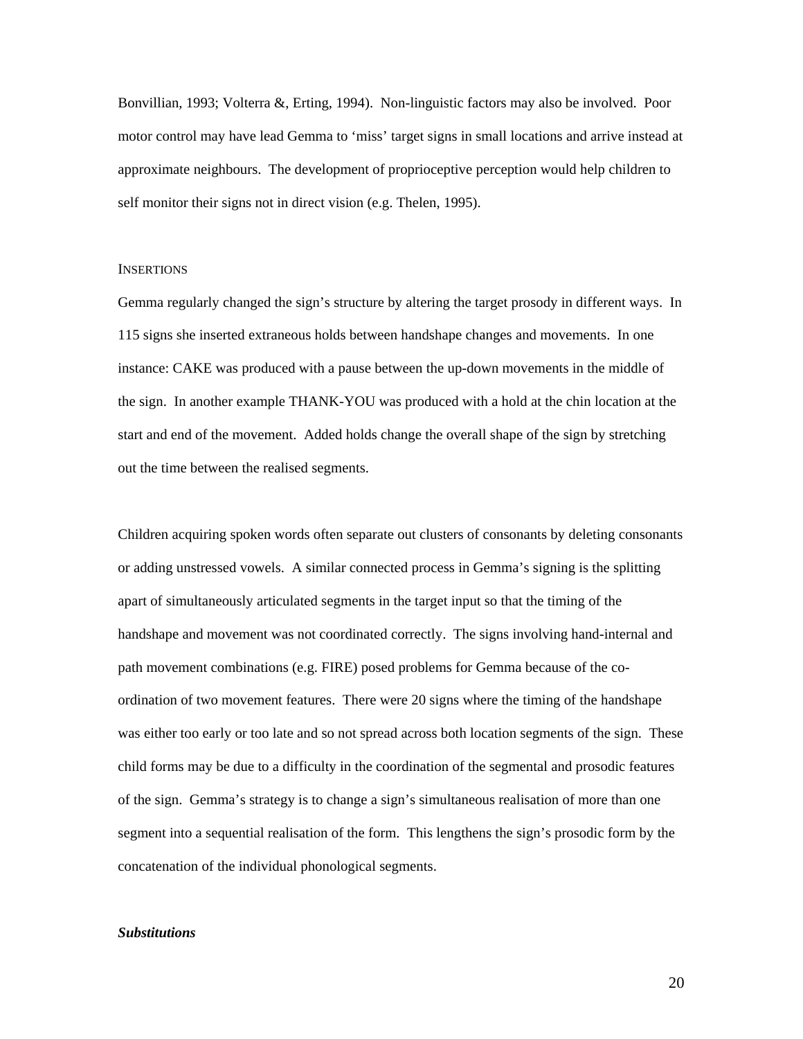Bonvillian, 1993; Volterra &, Erting, 1994). Non-linguistic factors may also be involved. Poor motor control may have lead Gemma to 'miss' target signs in small locations and arrive instead at approximate neighbours. The development of proprioceptive perception would help children to self monitor their signs not in direct vision (e.g. Thelen, 1995).

### INSERTIONS

Gemma regularly changed the sign's structure by altering the target prosody in different ways. In 115 signs she inserted extraneous holds between handshape changes and movements. In one instance: CAKE was produced with a pause between the up-down movements in the middle of the sign. In another example THANK-YOU was produced with a hold at the chin location at the start and end of the movement. Added holds change the overall shape of the sign by stretching out the time between the realised segments.

Children acquiring spoken words often separate out clusters of consonants by deleting consonants or adding unstressed vowels. A similar connected process in Gemma's signing is the splitting apart of simultaneously articulated segments in the target input so that the timing of the handshape and movement was not coordinated correctly. The signs involving hand-internal and path movement combinations (e.g. FIRE) posed problems for Gemma because of the co-ordination of two movement features. There were 20 signs where the timing of the handshape was either too early or too late and so not spread across both location segments of the sign. These child forms may be due to a difficulty in the coordination of the segmental and prosodic features of the sign. Gemma's strategy is to change a sign's simultaneous realisation of more than one segment into a sequential realisation of the form. This lengthens the sign's prosodic form by the concatenation of the individual phonological segments.

***Substitutions***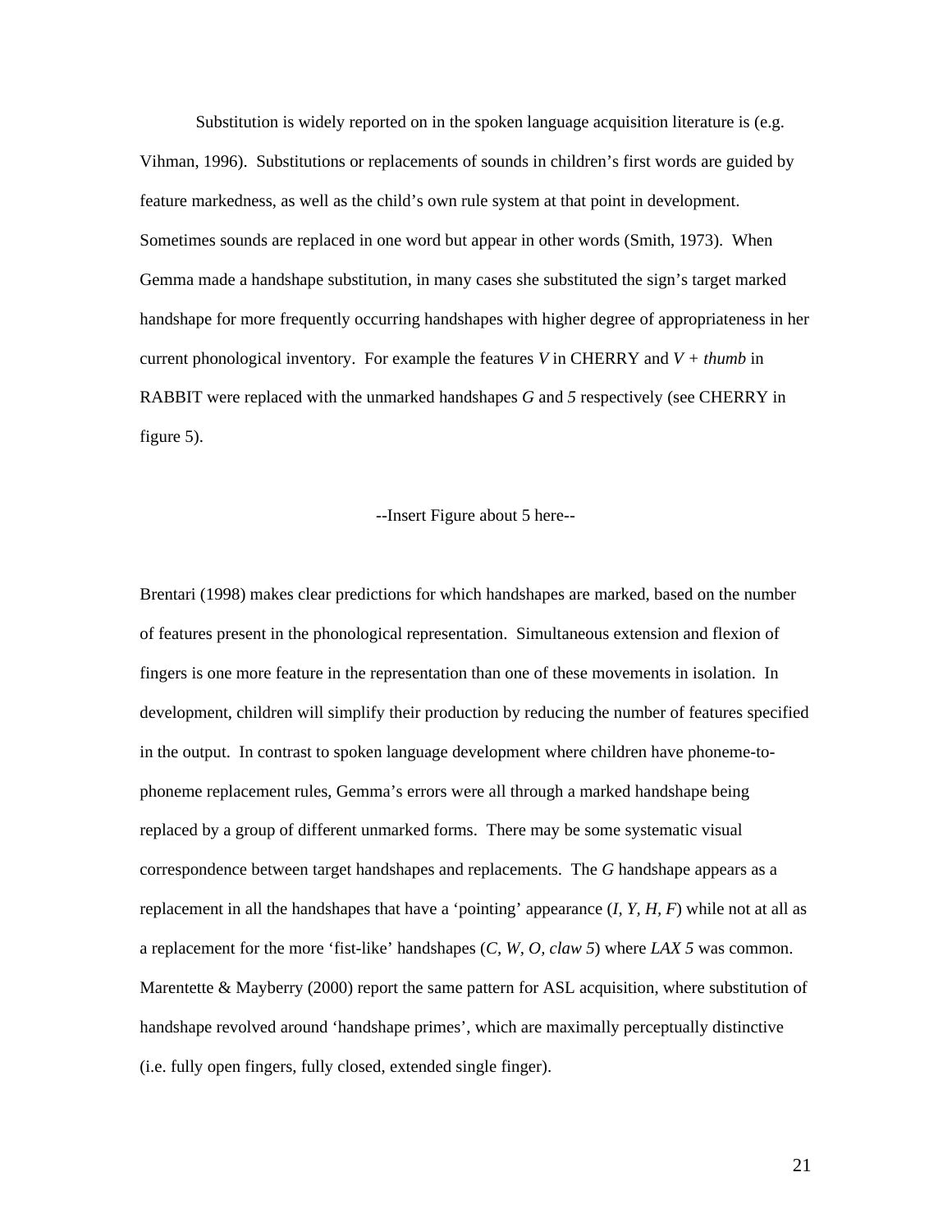Substitution is widely reported on in the spoken language acquisition literature is (e.g. Vihman, 1996). Substitutions or replacements of sounds in children's first words are guided by feature markedness, as well as the child's own rule system at that point in development. Sometimes sounds are replaced in one word but appear in other words (Smith, 1973). When Gemma made a handshape substitution, in many cases she substituted the sign's target marked handshape for more frequently occurring handshapes with higher degree of appropriateness in her current phonological inventory. For example the features *V* in CHERRY and *V + thumb* in RABBIT were replaced with the unmarked handshapes *G* and *5* respectively (see CHERRY in figure 5).

--Insert Figure about 5 here--

Brentari (1998) makes clear predictions for which handshapes are marked, based on the number of features present in the phonological representation. Simultaneous extension and flexion of fingers is one more feature in the representation than one of these movements in isolation. In development, children will simplify their production by reducing the number of features specified in the output. In contrast to spoken language development where children have phoneme-to-phoneme replacement rules, Gemma's errors were all through a marked handshape being replaced by a group of different unmarked forms. There may be some systematic visual correspondence between target handshapes and replacements. The *G* handshape appears as a replacement in all the handshapes that have a 'pointing' appearance (*I, Y, H, F*) while not at all as a replacement for the more 'fist-like' handshapes (*C, W, O, claw 5*) where *LAX 5* was common. Marentette & Mayberry (2000) report the same pattern for ASL acquisition, where substitution of handshape revolved around 'handshape primes', which are maximally perceptually distinctive (i.e. fully open fingers, fully closed, extended single finger).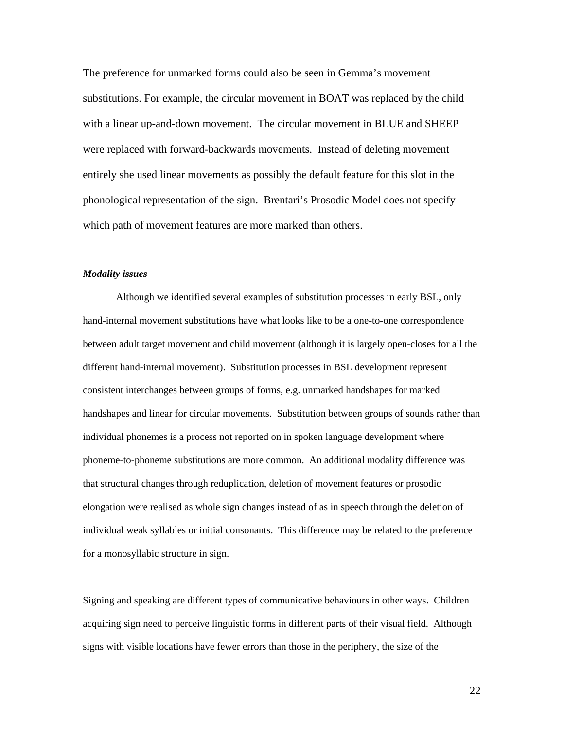The preference for unmarked forms could also be seen in Gemma's movement substitutions. For example, the circular movement in BOAT was replaced by the child with a linear up-and-down movement. The circular movement in BLUE and SHEEP were replaced with forward-backwards movements. Instead of deleting movement entirely she used linear movements as possibly the default feature for this slot in the phonological representation of the sign. Brentari's Prosodic Model does not specify which path of movement features are more marked than others.

***Modality issues***

Although we identified several examples of substitution processes in early BSL, only hand-internal movement substitutions have what looks like to be a one-to-one correspondence between adult target movement and child movement (although it is largely open-closes for all the different hand-internal movement). Substitution processes in BSL development represent consistent interchanges between groups of forms, e.g. unmarked handshapes for marked handshapes and linear for circular movements. Substitution between groups of sounds rather than individual phonemes is a process not reported on in spoken language development where phoneme-to-phoneme substitutions are more common. An additional modality difference was that structural changes through reduplication, deletion of movement features or prosodic elongation were realised as whole sign changes instead of as in speech through the deletion of individual weak syllables or initial consonants. This difference may be related to the preference for a monosyllabic structure in sign.

Signing and speaking are different types of communicative behaviours in other ways. Children acquiring sign need to perceive linguistic forms in different parts of their visual field. Although signs with visible locations have fewer errors than those in the periphery, the size of the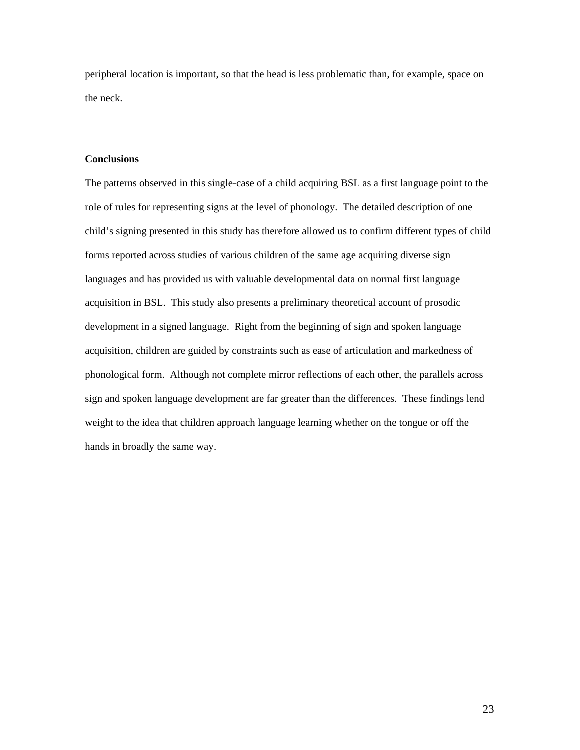peripheral location is important, so that the head is less problematic than, for example, space on the neck.

## Conclusions

The patterns observed in this single-case of a child acquiring BSL as a first language point to the role of rules for representing signs at the level of phonology. The detailed description of one child's signing presented in this study has therefore allowed us to confirm different types of child forms reported across studies of various children of the same age acquiring diverse sign languages and has provided us with valuable developmental data on normal first language acquisition in BSL. This study also presents a preliminary theoretical account of prosodic development in a signed language. Right from the beginning of sign and spoken language acquisition, children are guided by constraints such as ease of articulation and markedness of phonological form. Although not complete mirror reflections of each other, the parallels across sign and spoken language development are far greater than the differences. These findings lend weight to the idea that children approach language learning whether on the tongue or off the hands in broadly the same way.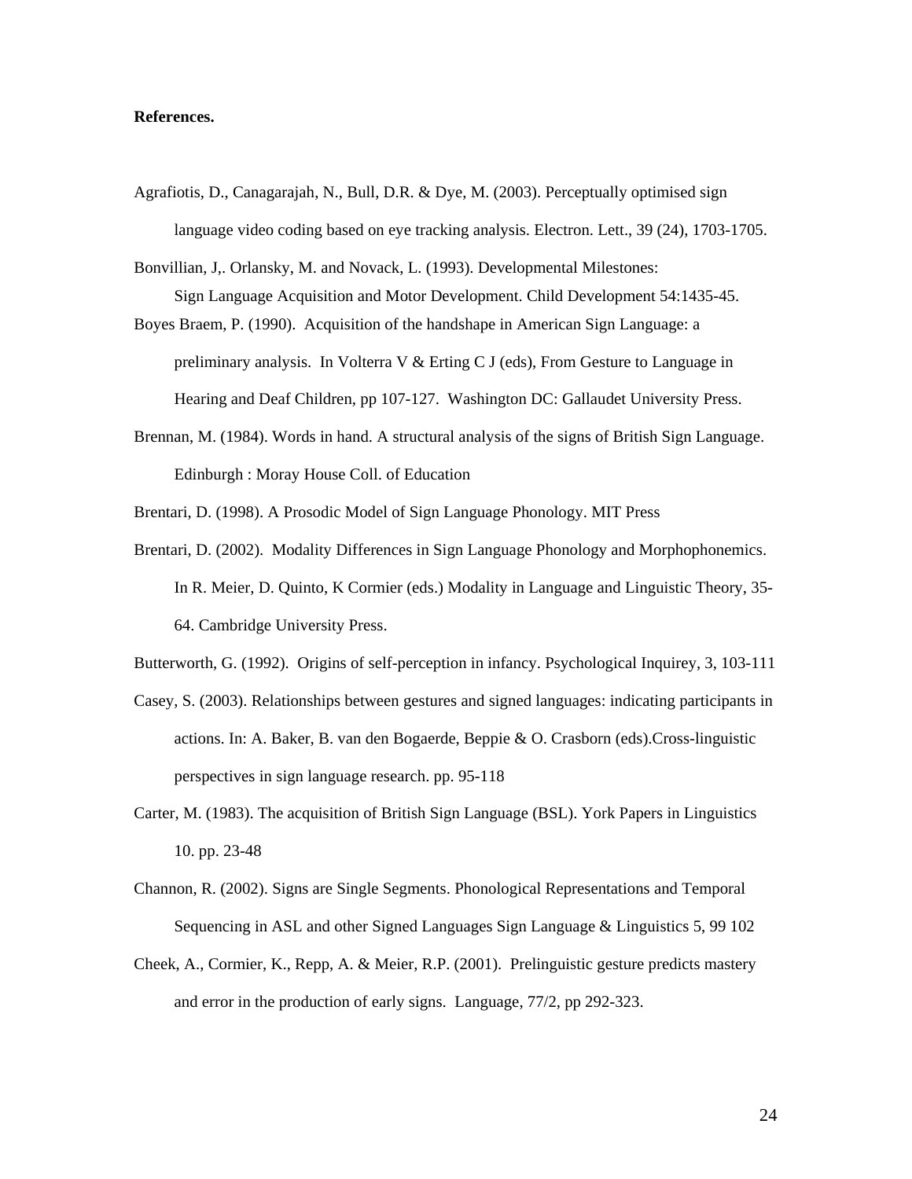**References.**

Agrafiotis, D., Canagarajah, N., Bull, D.R. & Dye, M. (2003). Perceptually optimised sign language video coding based on eye tracking analysis. Electron. Lett., 39 (24), 1703-1705.

Bonvillian, J,. Orlansky, M. and Novack, L. (1993). Developmental Milestones: Sign Language Acquisition and Motor Development. Child Development 54:1435-45.

Boyes Braem, P. (1990). Acquisition of the handshape in American Sign Language: a preliminary analysis. In Volterra V & Erting C J (eds), From Gesture to Language in Hearing and Deaf Children, pp 107-127. Washington DC: Gallaudet University Press.

Brennan, M. (1984). Words in hand. A structural analysis of the signs of British Sign Language. Edinburgh : Moray House Coll. of Education

Brentari, D. (1998). A Prosodic Model of Sign Language Phonology. MIT Press

Brentari, D. (2002). Modality Differences in Sign Language Phonology and Morphophonemics. In R. Meier, D. Quinto, K Cormier (eds.) Modality in Language and Linguistic Theory, 35-64. Cambridge University Press.

Butterworth, G. (1992). Origins of self-perception in infancy. Psychological Inquirey, 3, 103-111

Casey, S. (2003). Relationships between gestures and signed languages: indicating participants in actions. In: A. Baker, B. van den Bogaerde, Beppie & O. Crasborn (eds).Cross-linguistic perspectives in sign language research. pp. 95-118

Carter, M. (1983). The acquisition of British Sign Language (BSL). York Papers in Linguistics 10. pp. 23-48

Channon, R. (2002). Signs are Single Segments. Phonological Representations and Temporal Sequencing in ASL and other Signed Languages Sign Language & Linguistics 5, 99 102

Cheek, A., Cormier, K., Repp, A. & Meier, R.P. (2001). Prelinguistic gesture predicts mastery and error in the production of early signs. Language, 77/2, pp 292-323.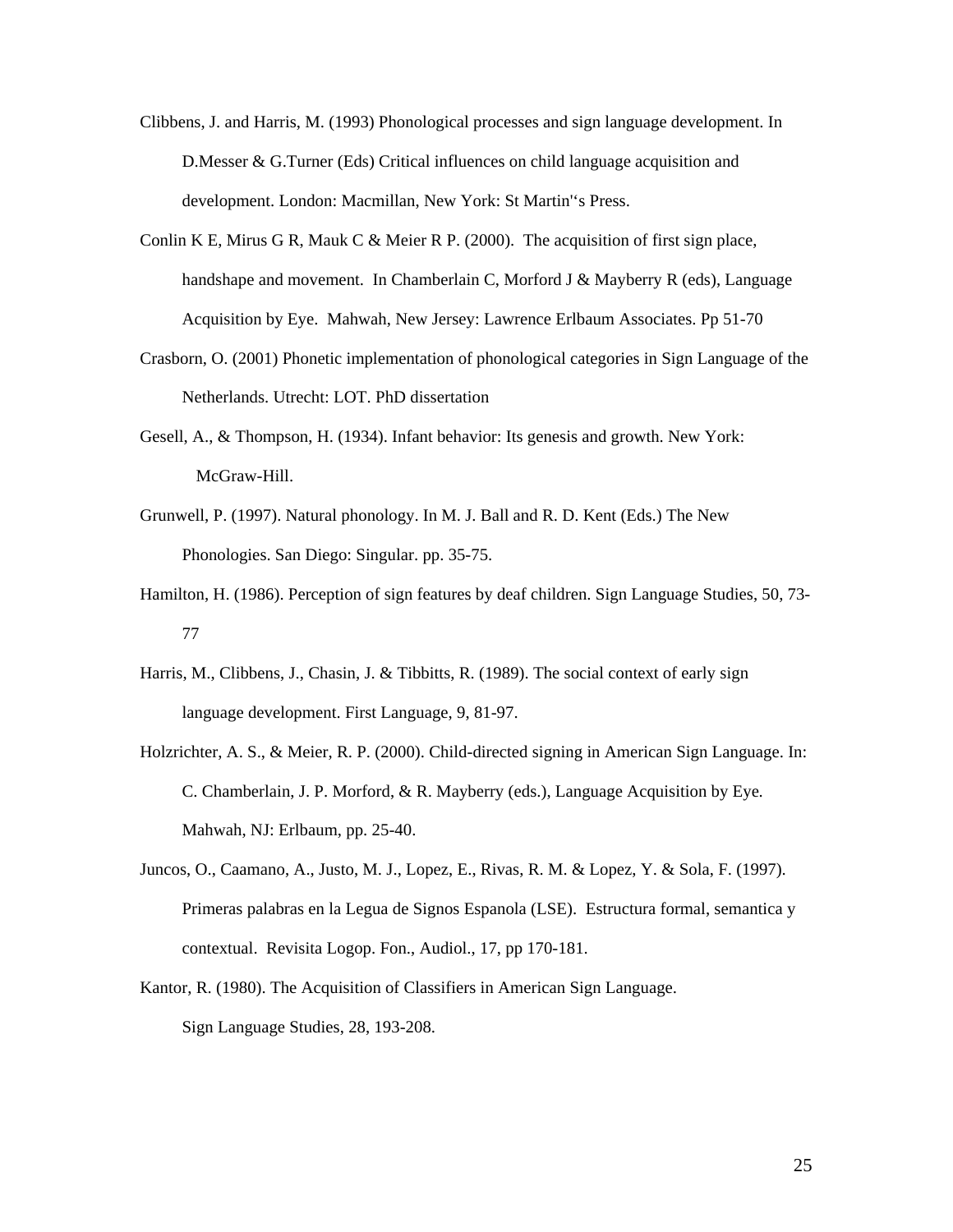Clibbens, J. and Harris, M. (1993) Phonological processes and sign language development. In D.Messer & G.Turner (Eds) Critical influences on child language acquisition and development. London: Macmillan, New York: St Martin''s Press.

Conlin K E, Mirus G R, Mauk C & Meier R P. (2000). The acquisition of first sign place, handshape and movement. In Chamberlain C, Morford J & Mayberry R (eds), Language Acquisition by Eye. Mahwah, New Jersey: Lawrence Erlbaum Associates. Pp 51-70

Crasborn, O. (2001) Phonetic implementation of phonological categories in Sign Language of the Netherlands. Utrecht: LOT. PhD dissertation

Gesell, A., & Thompson, H. (1934). Infant behavior: Its genesis and growth. New York: McGraw-Hill.

Grunwell, P. (1997). Natural phonology. In M. J. Ball and R. D. Kent (Eds.) The New Phonologies. San Diego: Singular. pp. 35-75.

Hamilton, H. (1986). Perception of sign features by deaf children. Sign Language Studies, 50, 73-77

Harris, M., Clibbens, J., Chasin, J. & Tibbitts, R. (1989). The social context of early sign language development. First Language, 9, 81-97.

Holzrichter, A. S., & Meier, R. P. (2000). Child-directed signing in American Sign Language. In: C. Chamberlain, J. P. Morford, & R. Mayberry (eds.), Language Acquisition by Eye. Mahwah, NJ: Erlbaum, pp. 25-40.

Juncos, O., Caamano, A., Justo, M. J., Lopez, E., Rivas, R. M. & Lopez, Y. & Sola, F. (1997). Primeras palabras en la Legua de Signos Espanola (LSE). Estructura formal, semantica y contextual. Revisita Logop. Fon., Audiol., 17, pp 170-181.

Kantor, R. (1980). The Acquisition of Classifiers in American Sign Language. Sign Language Studies, 28, 193-208.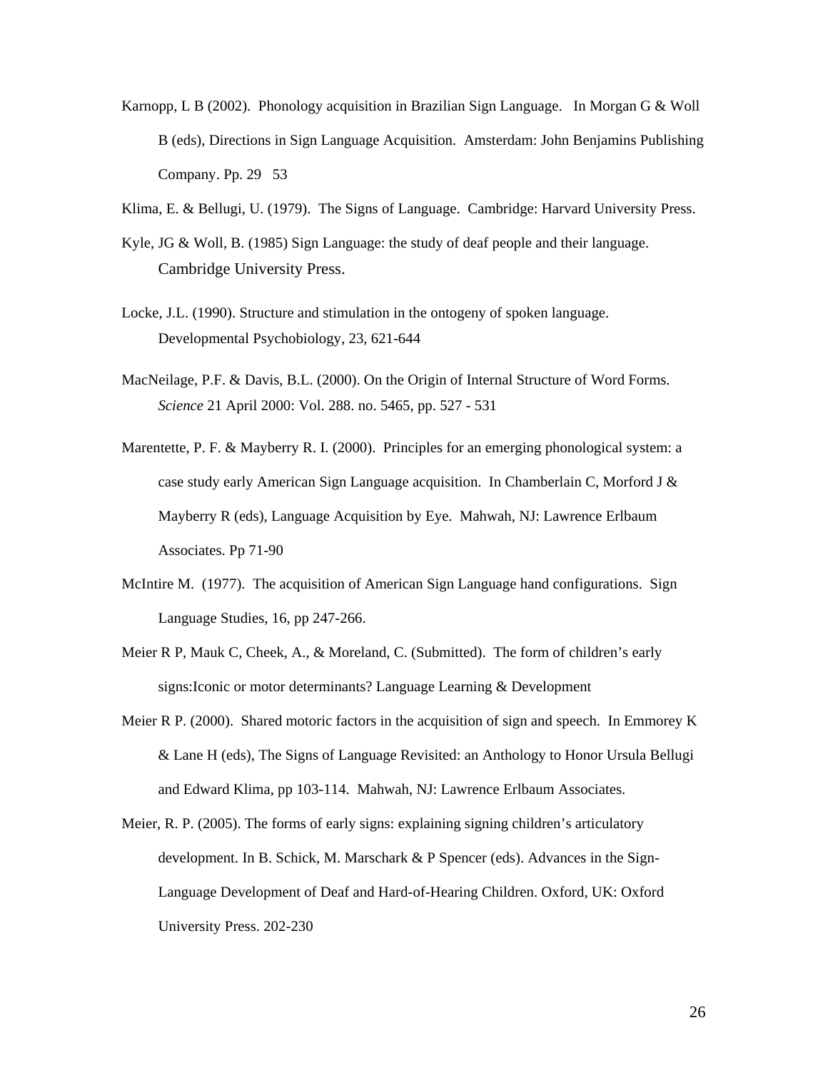Karnopp, L B (2002). Phonology acquisition in Brazilian Sign Language. In Morgan G & Woll B (eds), Directions in Sign Language Acquisition. Amsterdam: John Benjamins Publishing Company. Pp. 29 53

Klima, E. & Bellugi, U. (1979). The Signs of Language. Cambridge: Harvard University Press.

Kyle, JG & Woll, B. (1985) Sign Language: the study of deaf people and their language. Cambridge University Press.

Locke, J.L. (1990). Structure and stimulation in the ontogeny of spoken language. Developmental Psychobiology, 23, 621-644

MacNeilage, P.F. & Davis, B.L. (2000). On the Origin of Internal Structure of Word Forms. *Science* 21 April 2000: Vol. 288. no. 5465, pp. 527 - 531

Marentette, P. F. & Mayberry R. I. (2000). Principles for an emerging phonological system: a case study early American Sign Language acquisition. In Chamberlain C, Morford J & Mayberry R (eds), Language Acquisition by Eye. Mahwah, NJ: Lawrence Erlbaum Associates. Pp 71-90

McIntire M. (1977). The acquisition of American Sign Language hand configurations. Sign Language Studies, 16, pp 247-266.

Meier R P, Mauk C, Cheek, A., & Moreland, C. (Submitted). The form of children's early signs:Iconic or motor determinants? Language Learning & Development

Meier R P. (2000). Shared motoric factors in the acquisition of sign and speech. In Emmorey K & Lane H (eds), The Signs of Language Revisited: an Anthology to Honor Ursula Bellugi and Edward Klima, pp 103-114. Mahwah, NJ: Lawrence Erlbaum Associates.

Meier, R. P. (2005). The forms of early signs: explaining signing children's articulatory development. In B. Schick, M. Marschark & P Spencer (eds). Advances in the Sign-Language Development of Deaf and Hard-of-Hearing Children. Oxford, UK: Oxford University Press. 202-230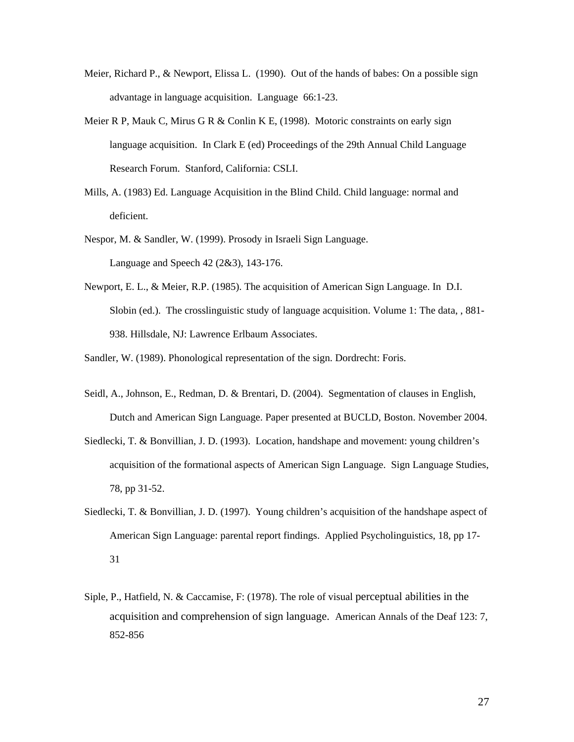Meier, Richard P., & Newport, Elissa L. (1990). Out of the hands of babes: On a possible sign advantage in language acquisition. Language 66:1-23.

Meier R P, Mauk C, Mirus G R & Conlin K E, (1998). Motoric constraints on early sign language acquisition. In Clark E (ed) Proceedings of the 29th Annual Child Language Research Forum. Stanford, California: CSLI.

Mills, A. (1983) Ed. Language Acquisition in the Blind Child. Child language: normal and deficient.

Nespor, M. & Sandler, W. (1999). Prosody in Israeli Sign Language. Language and Speech 42 (2&3), 143-176.

Newport, E. L., & Meier, R.P. (1985). The acquisition of American Sign Language. In D.I. Slobin (ed.). The crosslinguistic study of language acquisition. Volume 1: The data, , 881-938. Hillsdale, NJ: Lawrence Erlbaum Associates.

Sandler, W. (1989). Phonological representation of the sign. Dordrecht: Foris.

Seidl, A., Johnson, E., Redman, D. & Brentari, D. (2004). Segmentation of clauses in English, Dutch and American Sign Language. Paper presented at BUCLD, Boston. November 2004.

Siedlecki, T. & Bonvillian, J. D. (1993). Location, handshape and movement: young children's acquisition of the formational aspects of American Sign Language. Sign Language Studies, 78, pp 31-52.

Siedlecki, T. & Bonvillian, J. D. (1997). Young children's acquisition of the handshape aspect of American Sign Language: parental report findings. Applied Psycholinguistics, 18, pp 17-31

Siple, P., Hatfield, N. & Caccamise, F: (1978). The role of visual perceptual abilities in the acquisition and comprehension of sign language. American Annals of the Deaf 123: 7, 852-856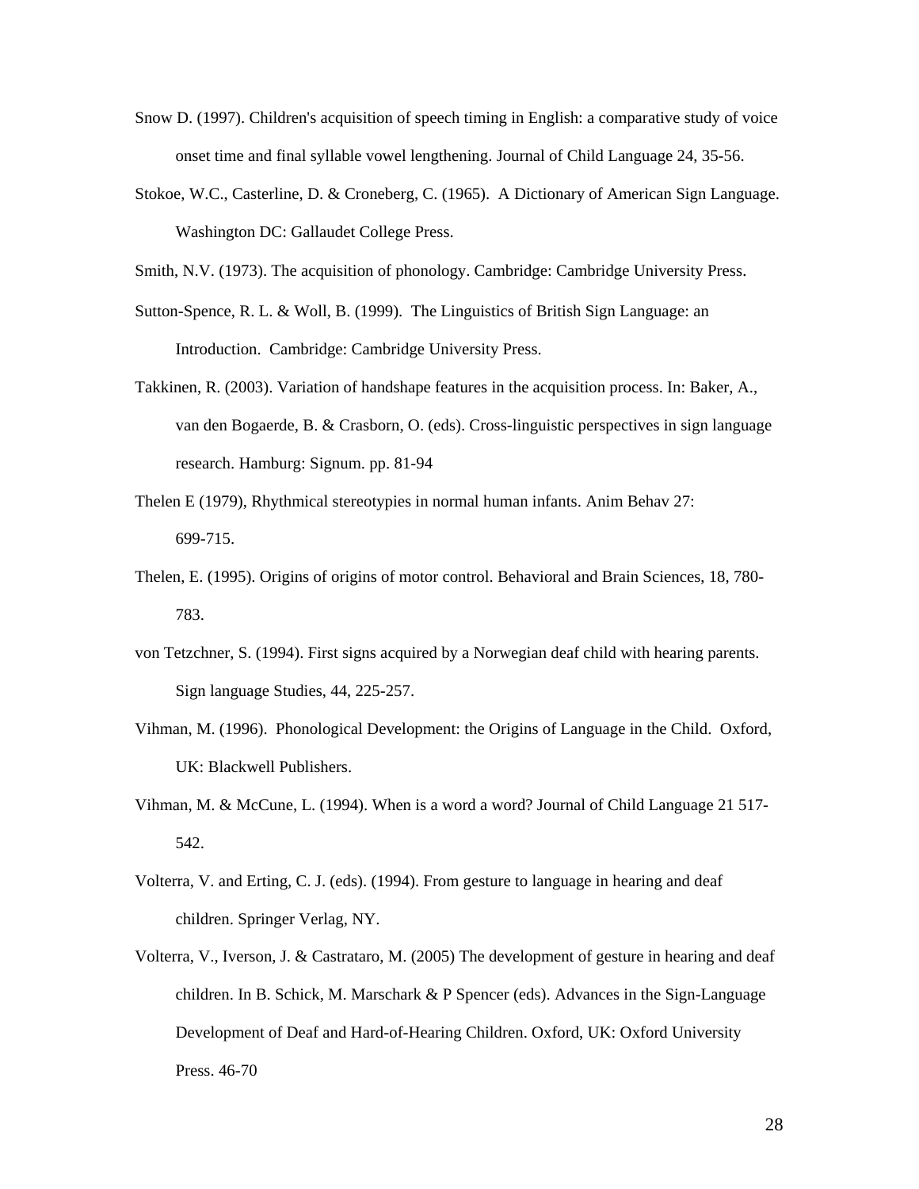Snow D. (1997). Children's acquisition of speech timing in English: a comparative study of voice onset time and final syllable vowel lengthening. Journal of Child Language 24, 35-56.

Stokoe, W.C., Casterline, D. & Croneberg, C. (1965). A Dictionary of American Sign Language. Washington DC: Gallaudet College Press.

Smith, N.V. (1973). The acquisition of phonology. Cambridge: Cambridge University Press.

Sutton-Spence, R. L. & Woll, B. (1999). The Linguistics of British Sign Language: an Introduction. Cambridge: Cambridge University Press.

Takkinen, R. (2003). Variation of handshape features in the acquisition process. In: Baker, A., van den Bogaerde, B. & Crasborn, O. (eds). Cross-linguistic perspectives in sign language research. Hamburg: Signum. pp. 81-94

Thelen E (1979), Rhythmical stereotypies in normal human infants. Anim Behav 27: 699-715.

Thelen, E. (1995). Origins of origins of motor control. Behavioral and Brain Sciences, 18, 780-783.

von Tetzchner, S. (1994). First signs acquired by a Norwegian deaf child with hearing parents. Sign language Studies, 44, 225-257.

Vihman, M. (1996). Phonological Development: the Origins of Language in the Child. Oxford, UK: Blackwell Publishers.

Vihman, M. & McCune, L. (1994). When is a word a word? Journal of Child Language 21 517-542.

Volterra, V. and Erting, C. J. (eds). (1994). From gesture to language in hearing and deaf children. Springer Verlag, NY.

Volterra, V., Iverson, J. & Castrataro, M. (2005) The development of gesture in hearing and deaf children. In B. Schick, M. Marschark & P Spencer (eds). Advances in the Sign-Language Development of Deaf and Hard-of-Hearing Children. Oxford, UK: Oxford University Press. 46-70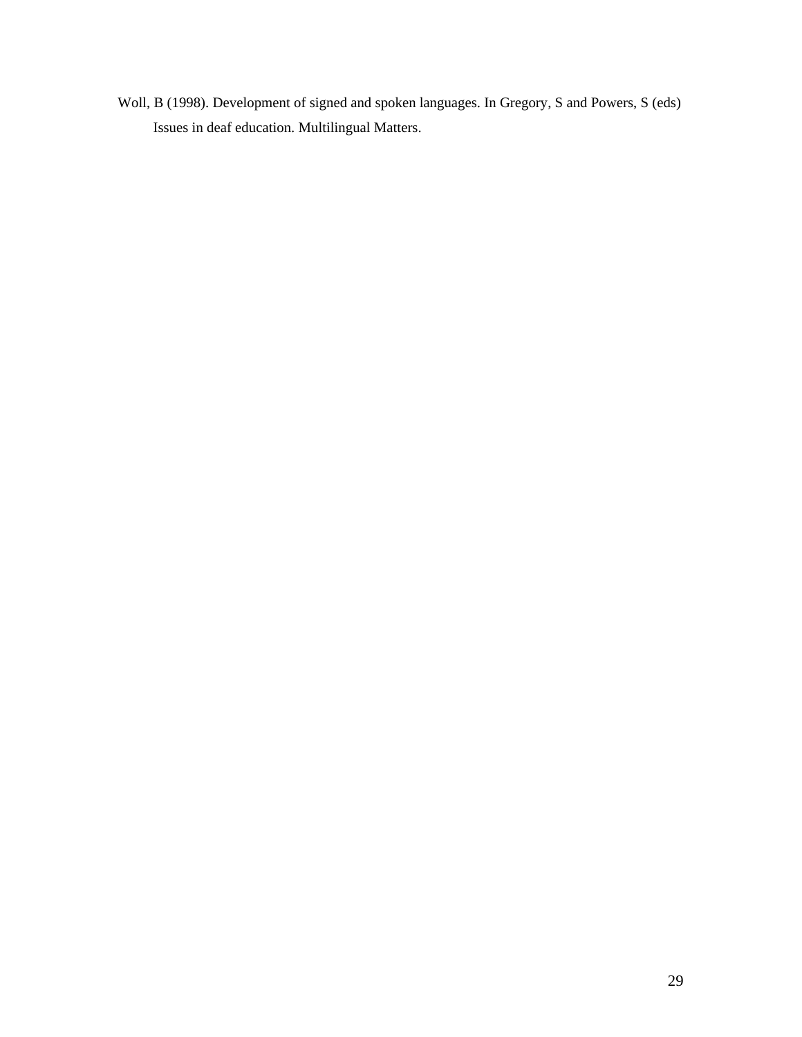Woll, B (1998). Development of signed and spoken languages. In Gregory, S and Powers, S (eds) Issues in deaf education. Multilingual Matters.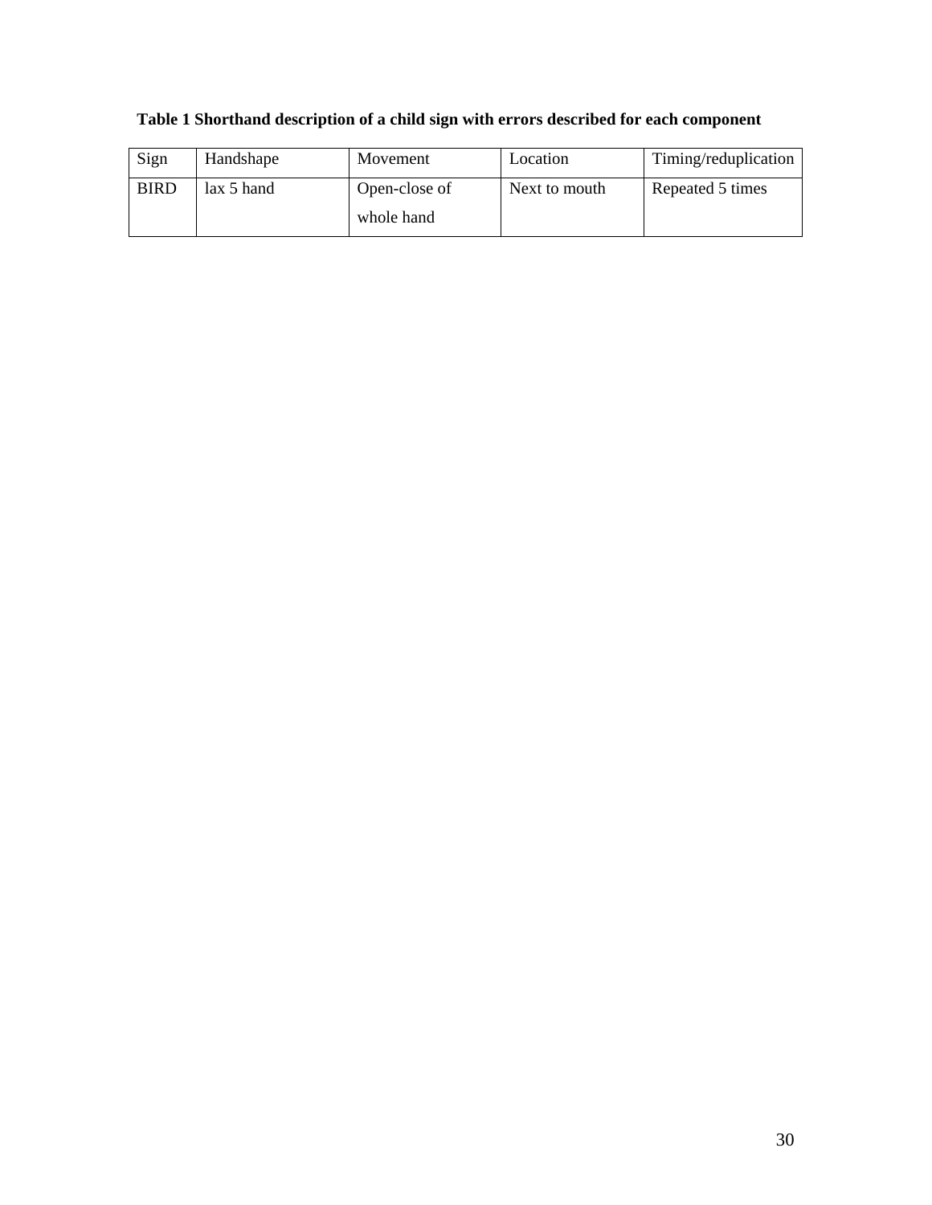**Table 1 Shorthand description of a child sign with errors described for each component**

| Sign | Handshape | Movement | Location | Timing/reduplication |
|---|---|---|---|---|
| BIRD | lax 5 hand | Open-close of whole hand | Next to mouth | Repeated 5 times |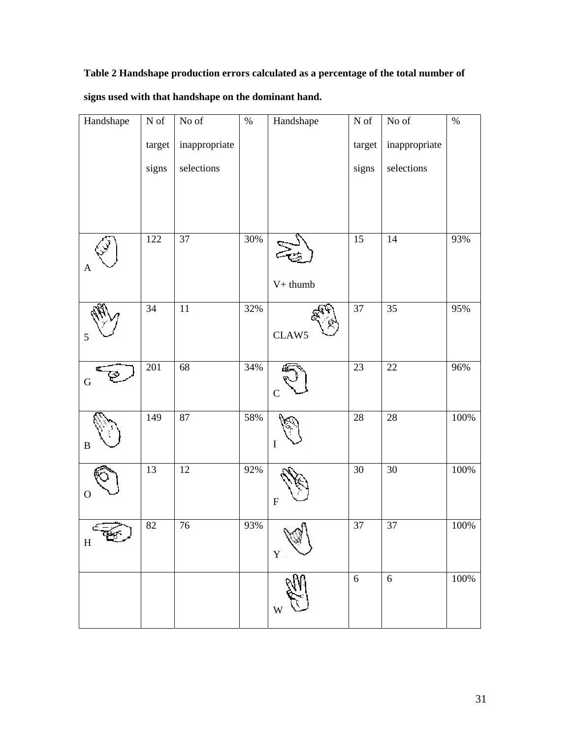**Table 2 Handshape production errors calculated as a percentage of the total number of signs used with that handshape on the dominant hand.**

| Handshape | N of target signs | No of inappropriate selections | % | Handshape | N of target signs | No of inappropriate selections | % |
|---|---|---|---|---|---|---|---|
| A | 122 | 37 | 30% | V+ thumb | 15 | 14 | 93% |
| 5 | 34 | 11 | 32% | CLAW5 | 37 | 35 | 95% |
| G | 201 | 68 | 34% | C | 23 | 22 | 96% |
| B | 149 | 87 | 58% | I | 28 | 28 | 100% |
| O | 13 | 12 | 92% | F | 30 | 30 | 100% |
| H | 82 | 76 | 93% | Y | 37 | 37 | 100% |
| | | | | W | 6 | 6 | 100% |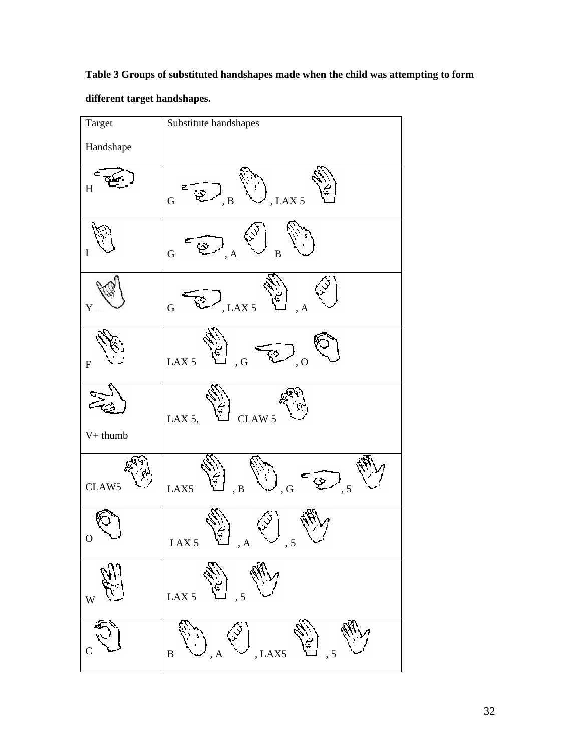**Table 3 Groups of substituted handshapes made when the child was attempting to form different target handshapes.**

| Target Handshape | Substitute handshapes |
|---|---|
| H | G, B, LAX 5 |
| I | G, A B |
| Y | G, LAX 5, A |
| F | LAX 5, G, O |
| V+ thumb | LAX 5, CLAW 5 |
| CLAW5 | LAX5, B, G, 5 |
| O | LAX 5, A, 5 |
| W | LAX 5, 5 |
| C | B, A, LAX5, 5 |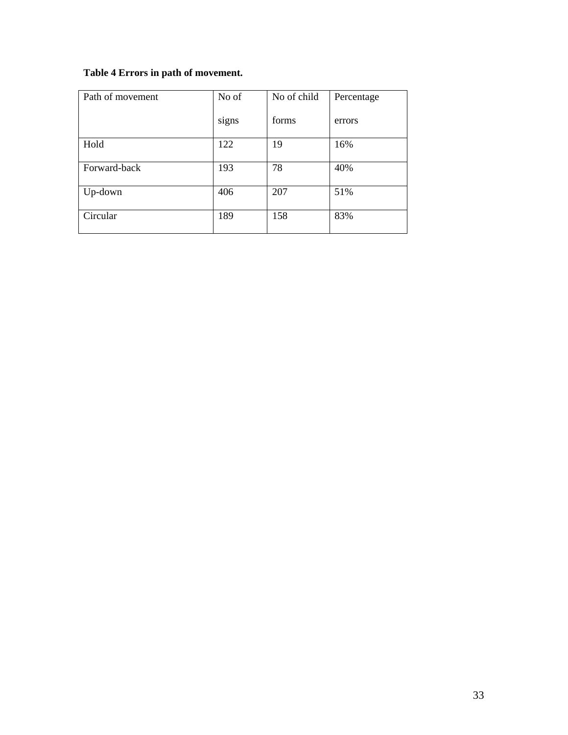**Table 4 Errors in path of movement.**

| Path of movement | No of signs | No of child forms | Percentage errors |
|---|---|---|---|
| Hold | 122 | 19 | 16% |
| Forward-back | 193 | 78 | 40% |
| Up-down | 406 | 207 | 51% |
| Circular | 189 | 158 | 83% |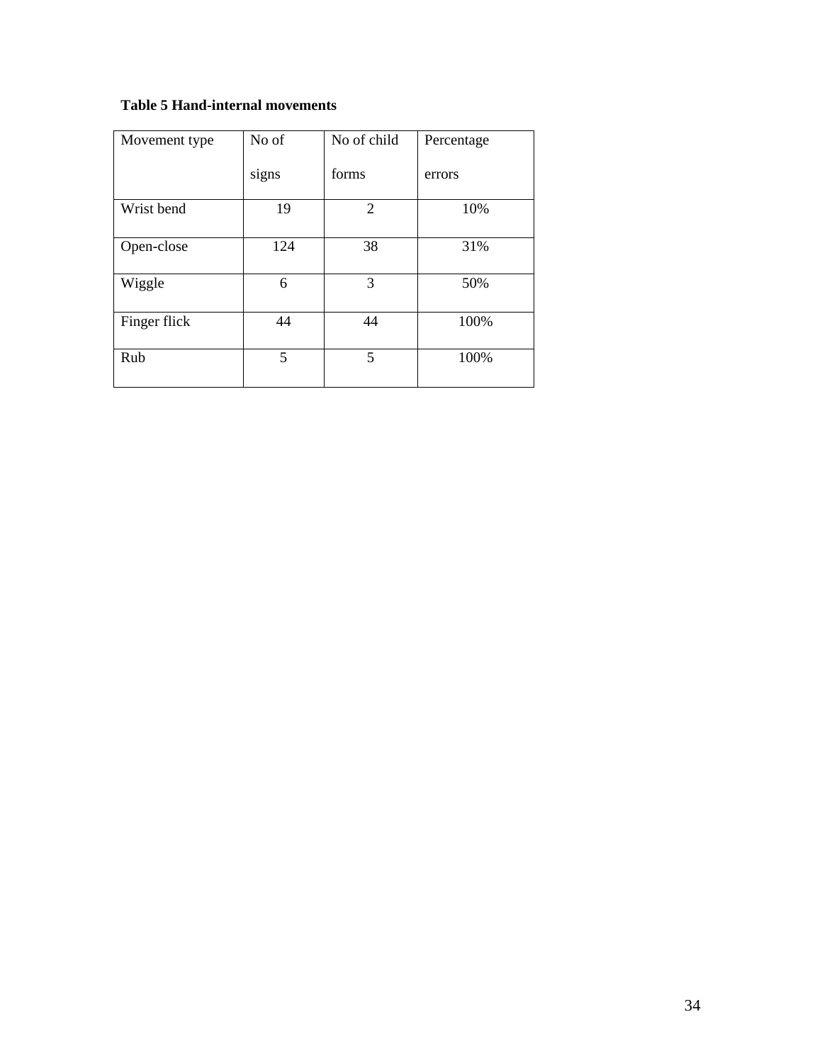**Table 5 Hand-internal movements**

| Movement type | No of signs | No of child forms | Percentage errors |
|---|---|---|---|
| Wrist bend | 19 | 2 | 10% |
| Open-close | 124 | 38 | 31% |
| Wiggle | 6 | 3 | 50% |
| Finger flick | 44 | 44 | 100% |
| Rub | 5 | 5 | 100% |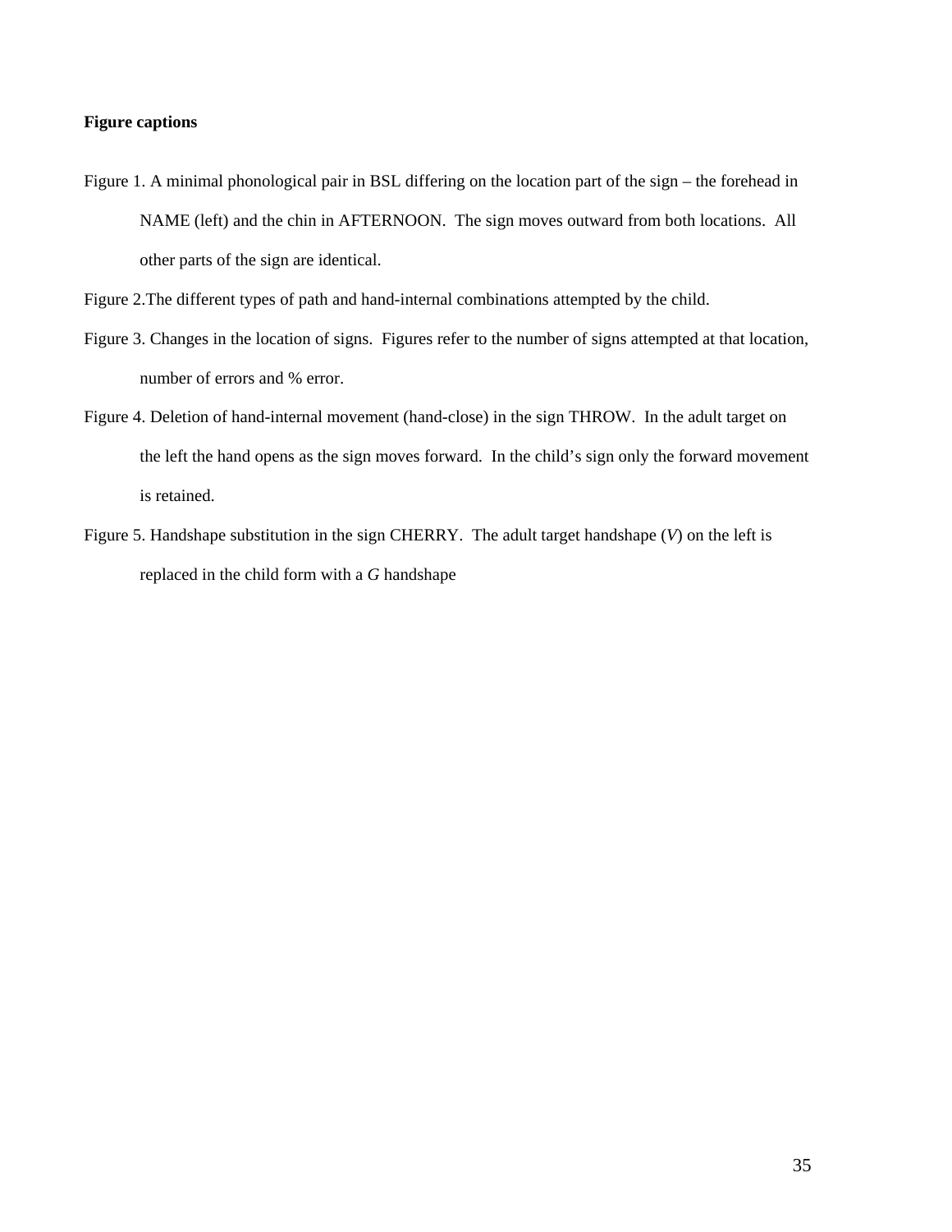**Figure captions**

Figure 1. A minimal phonological pair in BSL differing on the location part of the sign – the forehead in NAME (left) and the chin in AFTERNOON. The sign moves outward from both locations. All other parts of the sign are identical.

Figure 2.The different types of path and hand-internal combinations attempted by the child.

Figure 3. Changes in the location of signs. Figures refer to the number of signs attempted at that location, number of errors and % error.

Figure 4. Deletion of hand-internal movement (hand-close) in the sign THROW. In the adult target on the left the hand opens as the sign moves forward. In the child's sign only the forward movement is retained.

Figure 5. Handshape substitution in the sign CHERRY. The adult target handshape (*V*) on the left is replaced in the child form with a *G* handshape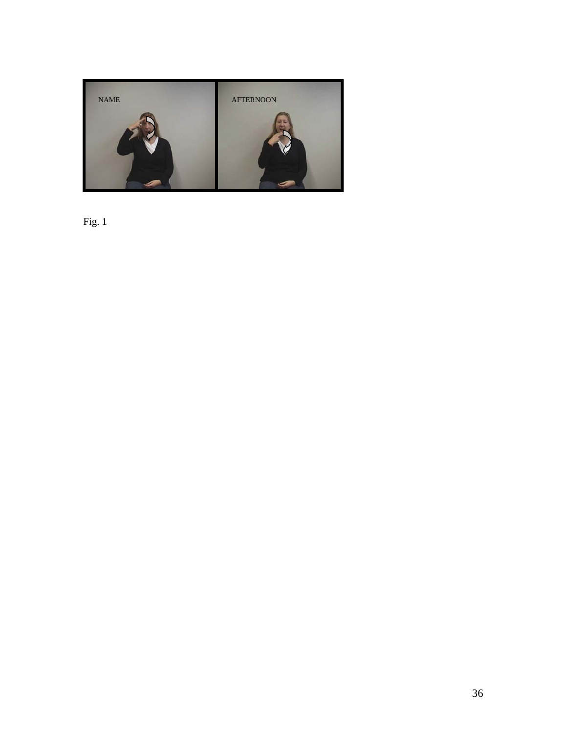NAME

AFTERNOON

Fig. 1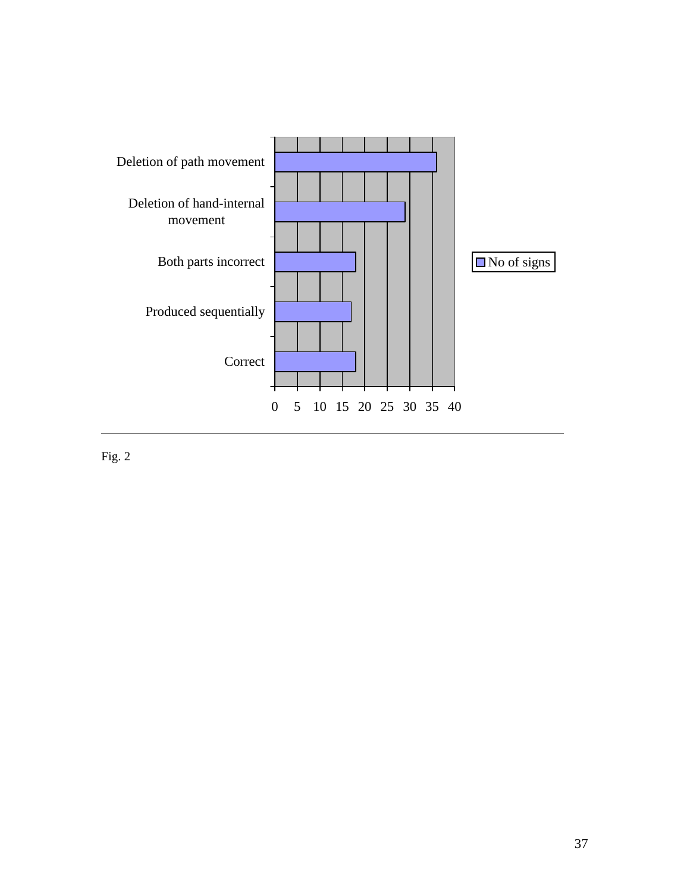Fig. 2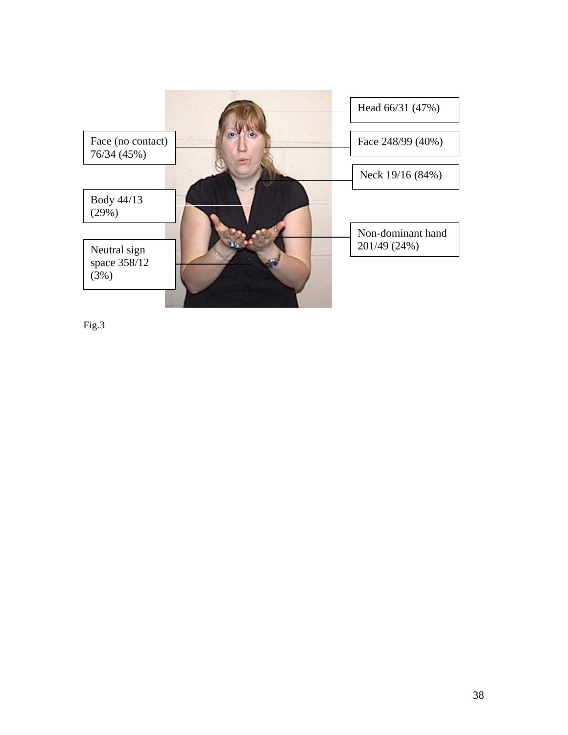Head 66/31 (47%)

Face (no contact) 76/34 (45%)

Face 248/99 (40%)

Neck 19/16 (84%)

Body 44/13 (29%)

Non-dominant hand 201/49 (24%)

Neutral sign space 358/12 (3%)

Fig.3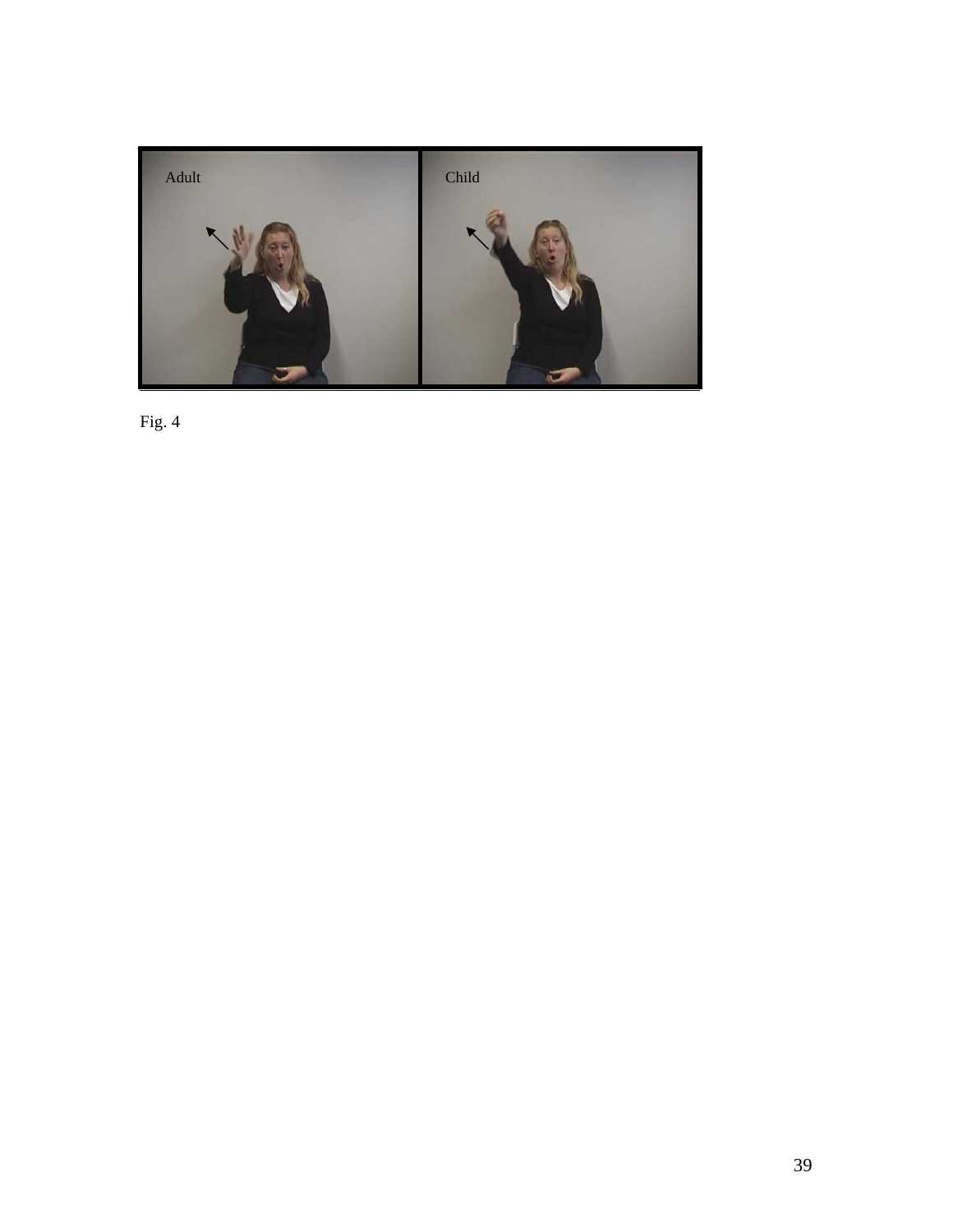Fig. 4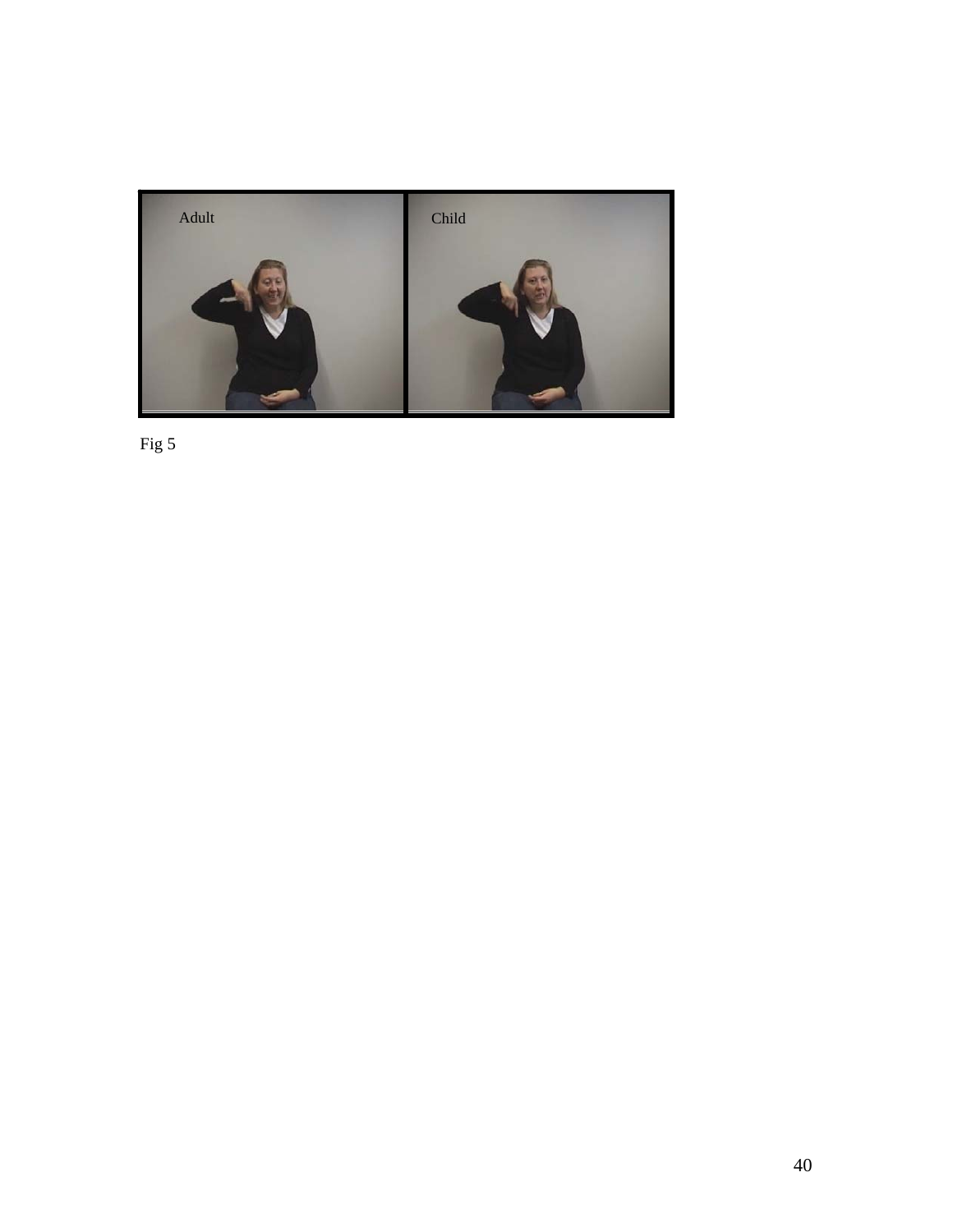Adult

Child

Fig 5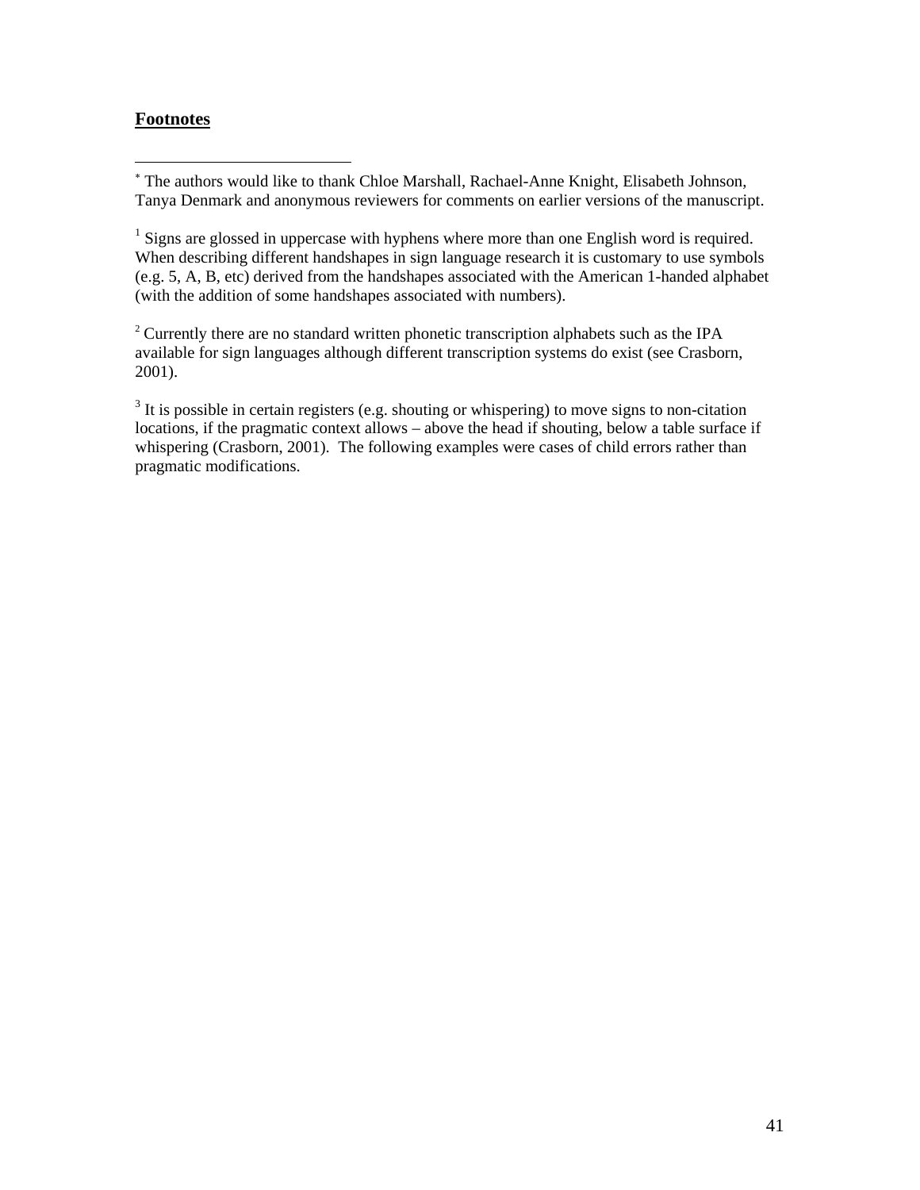**Footnotes**

[*] The authors would like to thank Chloe Marshall, Rachael-Anne Knight, Elisabeth Johnson, Tanya Denmark and anonymous reviewers for comments on earlier versions of the manuscript.

[1] Signs are glossed in uppercase with hyphens where more than one English word is required. When describing different handshapes in sign language research it is customary to use symbols (e.g. 5, A, B, etc) derived from the handshapes associated with the American 1-handed alphabet (with the addition of some handshapes associated with numbers).

[2] Currently there are no standard written phonetic transcription alphabets such as the IPA available for sign languages although different transcription systems do exist (see Crasborn, 2001).

[3] It is possible in certain registers (e.g. shouting or whispering) to move signs to non-citation locations, if the pragmatic context allows – above the head if shouting, below a table surface if whispering (Crasborn, 2001). The following examples were cases of child errors rather than pragmatic modifications.